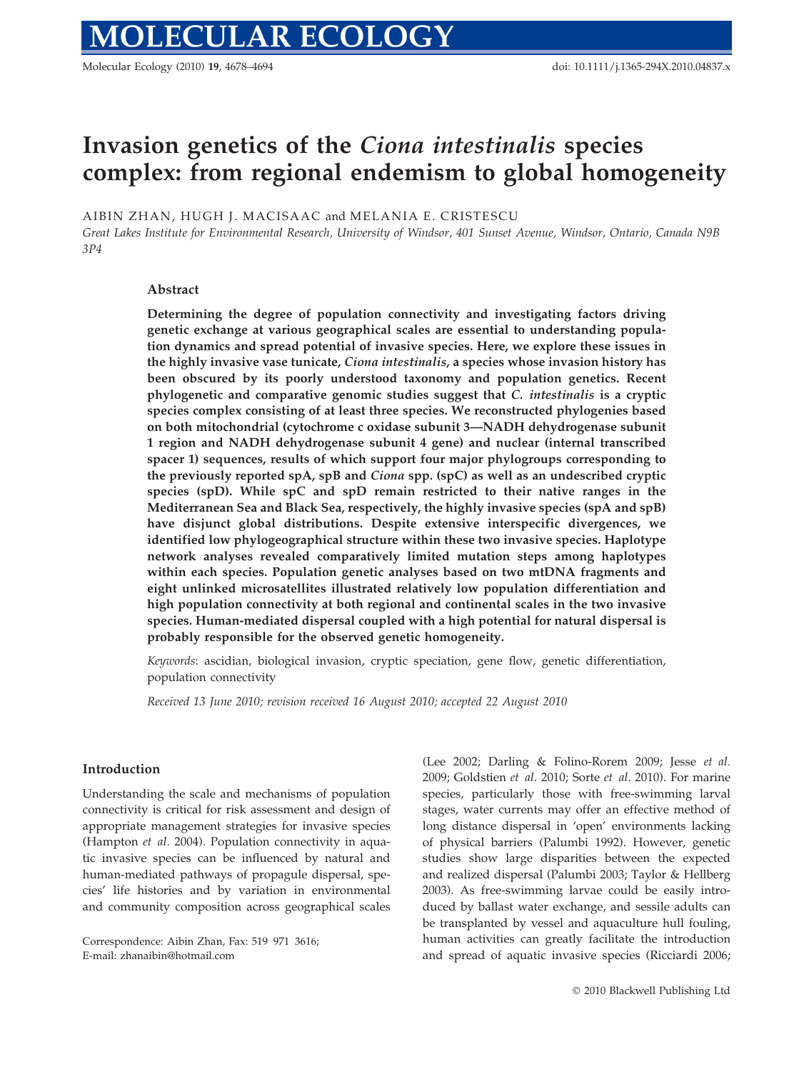# Invasion genetics of the *Ciona intestinalis* species complex: from regional endemism to global homogeneity

AIBIN ZHAN, HUGH J. MACISAAC and MELANIA E. CRISTESCU

*Great Lakes Institute for Environmental Research, University of Windsor, 401 Sunset Avenue, Windsor, Ontario, Canada N9B 3P4*

## Abstract

**Determining the degree of population connectivity and investigating factors driving genetic exchange at various geographical scales are essential to understanding population dynamics and spread potential of invasive species. Here, we explore these issues in the highly invasive vase tunicate, *Ciona intestinalis*, a species whose invasion history has been obscured by its poorly understood taxonomy and population genetics. Recent phylogenetic and comparative genomic studies suggest that *C. intestinalis* is a cryptic species complex consisting of at least three species. We reconstructed phylogenies based on both mitochondrial (cytochrome c oxidase subunit 3—NADH dehydrogenase subunit 1 region and NADH dehydrogenase subunit 4 gene) and nuclear (internal transcribed spacer 1) sequences, results of which support four major phylogroups corresponding to the previously reported spA, spB and *Ciona* spp. (spC) as well as an undescribed cryptic species (spD). While spC and spD remain restricted to their native ranges in the Mediterranean Sea and Black Sea, respectively, the highly invasive species (spA and spB) have disjunct global distributions. Despite extensive interspecific divergences, we identified low phylogeographical structure within these two invasive species. Haplotype network analyses revealed comparatively limited mutation steps among haplotypes within each species. Population genetic analyses based on two mtDNA fragments and eight unlinked microsatellites illustrated relatively low population differentiation and high population connectivity at both regional and continental scales in the two invasive species. Human-mediated dispersal coupled with a high potential for natural dispersal is probably responsible for the observed genetic homogeneity.**

*Keywords*: ascidian, biological invasion, cryptic speciation, gene flow, genetic differentiation, population connectivity

*Received 13 June 2010; revision received 16 August 2010; accepted 22 August 2010*

## Introduction

Understanding the scale and mechanisms of population connectivity is critical for risk assessment and design of appropriate management strategies for invasive species (Hampton *et al.* 2004). Population connectivity in aquatic invasive species can be influenced by natural and human-mediated pathways of propagule dispersal, species' life histories and by variation in environmental and community composition across geographical scales (Lee 2002; Darling & Folino-Rorem 2009; Jesse *et al.* 2009; Goldstien *et al.* 2010; Sorte *et al.* 2010). For marine species, particularly those with free-swimming larval stages, water currents may offer an effective method of long distance dispersal in 'open' environments lacking of physical barriers (Palumbi 1992). However, genetic studies show large disparities between the expected and realized dispersal (Palumbi 2003; Taylor & Hellberg 2003). As free-swimming larvae could be easily introduced by ballast water exchange, and sessile adults can be transplanted by vessel and aquaculture hull fouling, human activities can greatly facilitate the introduction and spread of aquatic invasive species (Ricciardi 2006;

Correspondence: Aibin Zhan, Fax: 519 971 3616;
E-mail: zhanaibin@hotmail.com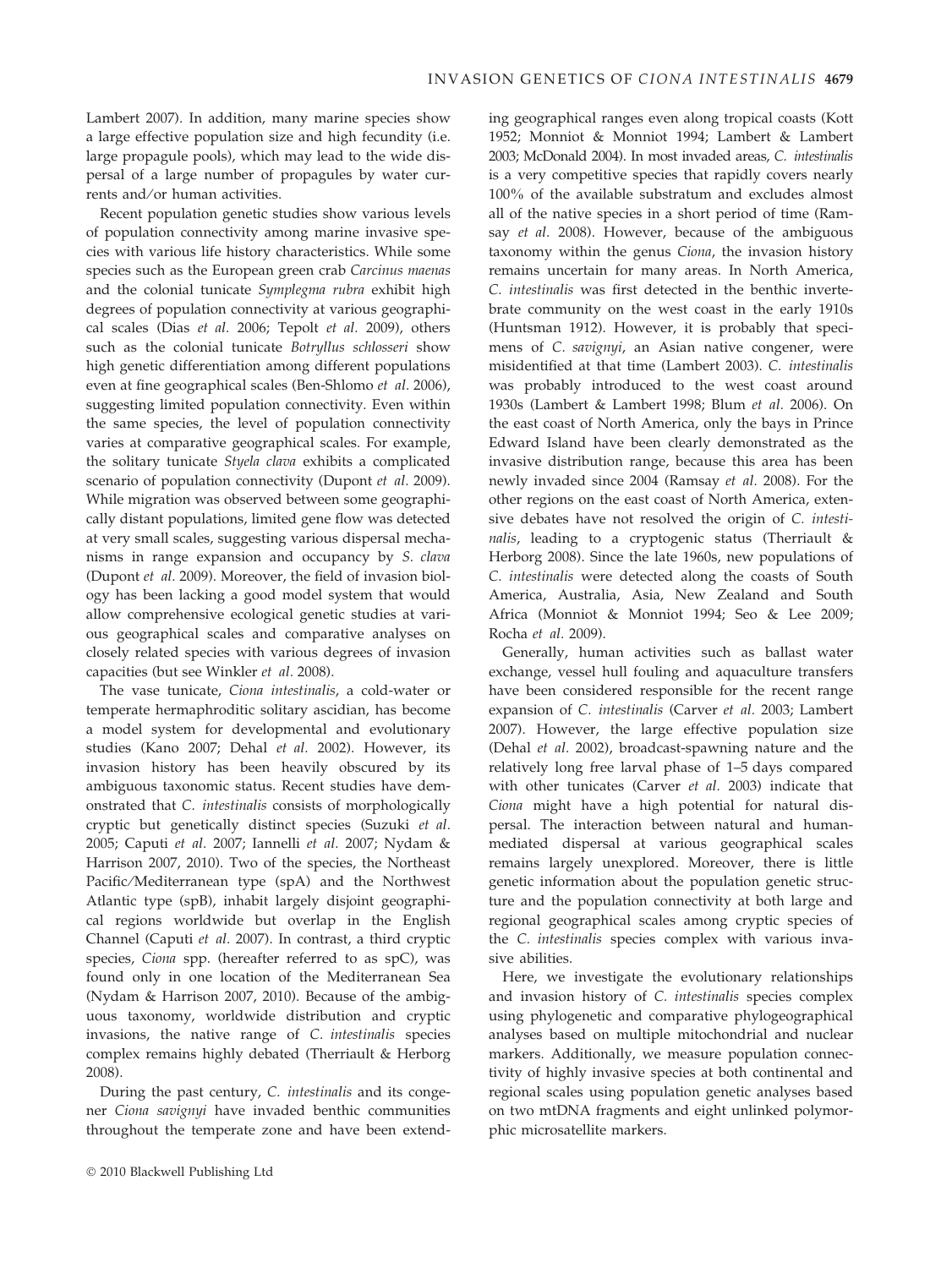Lambert 2007). In addition, many marine species show a large effective population size and high fecundity (i.e. large propagule pools), which may lead to the wide dispersal of a large number of propagules by water currents and/or human activities.

Recent population genetic studies show various levels of population connectivity among marine invasive species with various life history characteristics. While some species such as the European green crab *Carcinus maenas* and the colonial tunicate *Symplegma rubra* exhibit high degrees of population connectivity at various geographical scales (Dias *et al.* 2006; Tepolt *et al.* 2009), others such as the colonial tunicate *Botryllus schlosseri* show high genetic differentiation among different populations even at fine geographical scales (Ben-Shlomo *et al.* 2006), suggesting limited population connectivity. Even within the same species, the level of population connectivity varies at comparative geographical scales. For example, the solitary tunicate *Styela clava* exhibits a complicated scenario of population connectivity (Dupont *et al.* 2009). While migration was observed between some geographically distant populations, limited gene flow was detected at very small scales, suggesting various dispersal mechanisms in range expansion and occupancy by *S. clava* (Dupont *et al.* 2009). Moreover, the field of invasion biology has been lacking a good model system that would allow comprehensive ecological genetic studies at various geographical scales and comparative analyses on closely related species with various degrees of invasion capacities (but see Winkler *et al.* 2008).

The vase tunicate, *Ciona intestinalis*, a cold-water or temperate hermaphroditic solitary ascidian, has become a model system for developmental and evolutionary studies (Kano 2007; Dehal *et al.* 2002). However, its invasion history has been heavily obscured by its ambiguous taxonomic status. Recent studies have demonstrated that *C. intestinalis* consists of morphologically cryptic but genetically distinct species (Suzuki *et al.* 2005; Caputi *et al.* 2007; Iannelli *et al.* 2007; Nydam & Harrison 2007, 2010). Two of the species, the Northeast Pacific/Mediterranean type (spA) and the Northwest Atlantic type (spB), inhabit largely disjoint geographical regions worldwide but overlap in the English Channel (Caputi *et al.* 2007). In contrast, a third cryptic species, *Ciona* spp. (hereafter referred to as spC), was found only in one location of the Mediterranean Sea (Nydam & Harrison 2007, 2010). Because of the ambiguous taxonomy, worldwide distribution and cryptic invasions, the native range of *C. intestinalis* species complex remains highly debated (Therriault & Herborg 2008).

During the past century, *C. intestinalis* and its congener *Ciona savignyi* have invaded benthic communities throughout the temperate zone and have been extending geographical ranges even along tropical coasts (Kott 1952; Monniot & Monniot 1994; Lambert & Lambert 2003; McDonald 2004). In most invaded areas, *C. intestinalis* is a very competitive species that rapidly covers nearly 100% of the available substratum and excludes almost all of the native species in a short period of time (Ramsay *et al.* 2008). However, because of the ambiguous taxonomy within the genus *Ciona*, the invasion history remains uncertain for many areas. In North America, *C. intestinalis* was first detected in the benthic invertebrate community on the west coast in the early 1910s (Huntsman 1912). However, it is probably that specimens of *C. savignyi*, an Asian native congener, were misidentified at that time (Lambert 2003). *C. intestinalis* was probably introduced to the west coast around 1930s (Lambert & Lambert 1998; Blum *et al.* 2006). On the east coast of North America, only the bays in Prince Edward Island have been clearly demonstrated as the invasive distribution range, because this area has been newly invaded since 2004 (Ramsay *et al.* 2008). For the other regions on the east coast of North America, extensive debates have not resolved the origin of *C. intestinalis*, leading to a cryptogenic status (Therriault & Herborg 2008). Since the late 1960s, new populations of *C. intestinalis* were detected along the coasts of South America, Australia, Asia, New Zealand and South Africa (Monniot & Monniot 1994; Seo & Lee 2009; Rocha *et al.* 2009).

Generally, human activities such as ballast water exchange, vessel hull fouling and aquaculture transfers have been considered responsible for the recent range expansion of *C. intestinalis* (Carver *et al.* 2003; Lambert 2007). However, the large effective population size (Dehal *et al.* 2002), broadcast-spawning nature and the relatively long free larval phase of 1–5 days compared with other tunicates (Carver *et al.* 2003) indicate that *Ciona* might have a high potential for natural dispersal. The interaction between natural and human-mediated dispersal at various geographical scales remains largely unexplored. Moreover, there is little genetic information about the population genetic structure and the population connectivity at both large and regional geographical scales among cryptic species of the *C. intestinalis* species complex with various invasive abilities.

Here, we investigate the evolutionary relationships and invasion history of *C. intestinalis* species complex using phylogenetic and comparative phylogeographical analyses based on multiple mitochondrial and nuclear markers. Additionally, we measure population connectivity of highly invasive species at both continental and regional scales using population genetic analyses based on two mtDNA fragments and eight unlinked polymorphic microsatellite markers.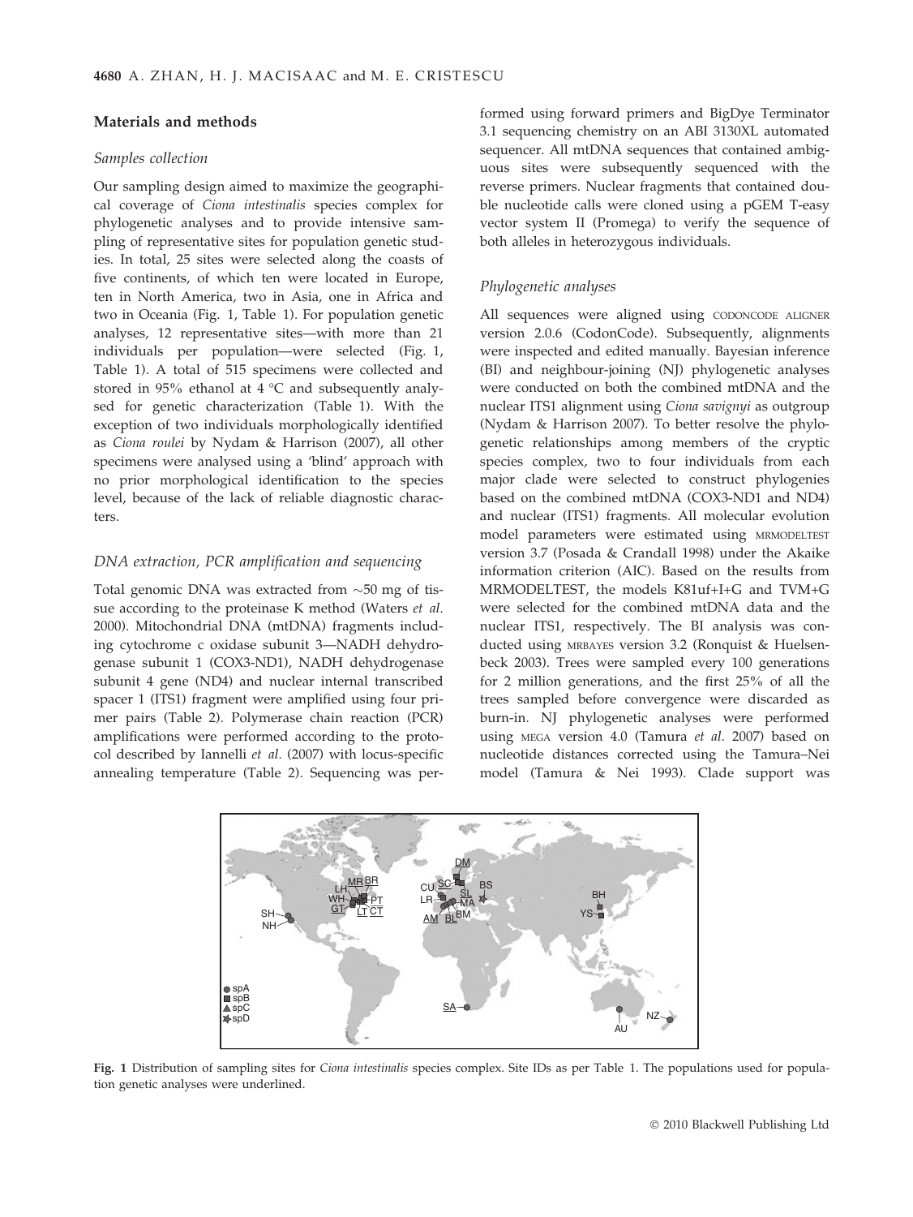## Materials and methods

### Samples collection

Our sampling design aimed to maximize the geographical coverage of *Ciona intestinalis* species complex for phylogenetic analyses and to provide intensive sampling of representative sites for population genetic studies. In total, 25 sites were selected along the coasts of five continents, of which ten were located in Europe, ten in North America, two in Asia, one in Africa and two in Oceania (Fig. 1, Table 1). For population genetic analyses, 12 representative sites—with more than 21 individuals per population—were selected (Fig. 1, Table 1). A total of 515 specimens were collected and stored in 95% ethanol at 4 °C and subsequently analysed for genetic characterization (Table 1). With the exception of two individuals morphologically identified as *Ciona roulei* by Nydam & Harrison (2007), all other specimens were analysed using a 'blind' approach with no prior morphological identification to the species level, because of the lack of reliable diagnostic characters.

### DNA extraction, PCR amplification and sequencing

Total genomic DNA was extracted from ~50 mg of tissue according to the proteinase K method (Waters *et al.* 2000). Mitochondrial DNA (mtDNA) fragments including cytochrome c oxidase subunit 3—NADH dehydrogenase subunit 1 (COX3-ND1), NADH dehydrogenase subunit 4 gene (ND4) and nuclear internal transcribed spacer 1 (ITS1) fragment were amplified using four primer pairs (Table 2). Polymerase chain reaction (PCR) amplifications were performed according to the protocol described by Iannelli *et al.* (2007) with locus-specific annealing temperature (Table 2). Sequencing was performed using forward primers and BigDye Terminator 3.1 sequencing chemistry on an ABI 3130XL automated sequencer. All mtDNA sequences that contained ambiguous sites were subsequently sequenced with the reverse primers. Nuclear fragments that contained double nucleotide calls were cloned using a pGEM T-easy vector system II (Promega) to verify the sequence of both alleles in heterozygous individuals.

### Phylogenetic analyses

All sequences were aligned using CODONCODE ALIGNER version 2.0.6 (CodonCode). Subsequently, alignments were inspected and edited manually. Bayesian inference (BI) and neighbour-joining (NJ) phylogenetic analyses were conducted on both the combined mtDNA and the nuclear ITS1 alignment using *Ciona savignyi* as outgroup (Nydam & Harrison 2007). To better resolve the phylogenetic relationships among members of the cryptic species complex, two to four individuals from each major clade were selected to construct phylogenies based on the combined mtDNA (COX3-ND1 and ND4) and nuclear (ITS1) fragments. All molecular evolution model parameters were estimated using MRMODELTEST version 3.7 (Posada & Crandall 1998) under the Akaike information criterion (AIC). Based on the results from MRMODELTEST, the models K81uf+I+G and TVM+G were selected for the combined mtDNA data and the nuclear ITS1, respectively. The BI analysis was conducted using MRBAYES version 3.2 (Ronquist & Huelsenbeck 2003). Trees were sampled every 100 generations for 2 million generations, and the first 25% of all the trees sampled before convergence were discarded as burn-in. NJ phylogenetic analyses were performed using MEGA version 4.0 (Tamura *et al.* 2007) based on nucleotide distances corrected using the Tamura–Nei model (Tamura & Nei 1993). Clade support was

**Fig. 1** Distribution of sampling sites for *Ciona intestinalis* species complex. Site IDs as per Table 1. The populations used for population genetic analyses were underlined.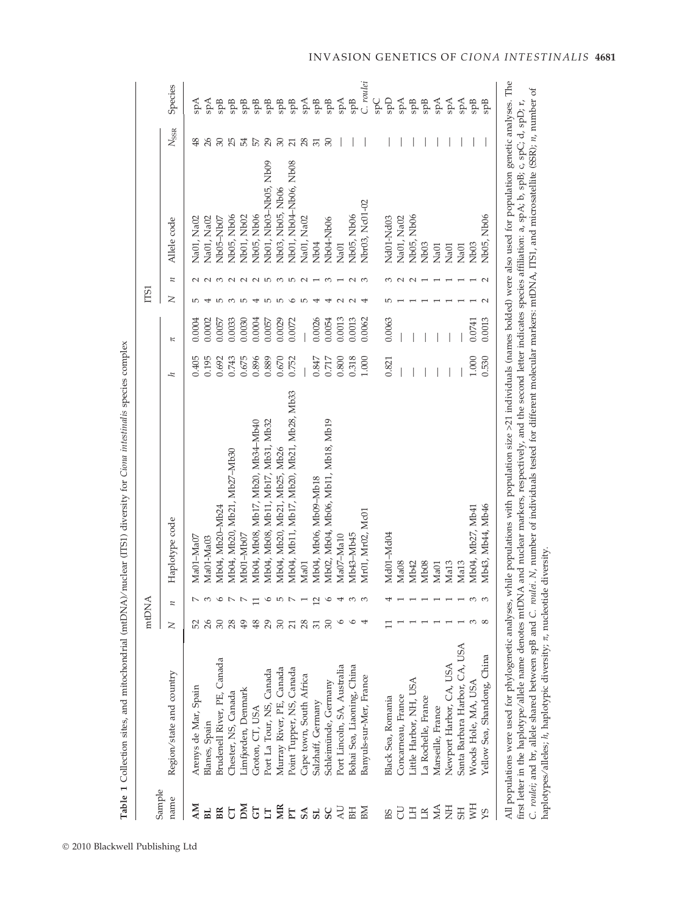**Table 1** Collection sites, and mitochondrial (mtDNA)/nuclear (ITS1) diversity for *Ciona intestinalis* species complex

| Sample name | Region/state and country | mtDNA | | | | | ITS1 | | | | |
|---|---|---|---|---|---|---|---|---|---|---|---|
| | | *N* | *n* | Haplotype code | *h* | *π* | *N* | *n* | Allele code | $N_{SSR}$ | Species |
| **AM** | Arenys de Mar, Spain | 52 | 7 | Ma01–Ma07 | 0.405 | 0.0004 | 5 | 2 | Na01, Na02 | 48 | spA |
| **BL** | Blanes, Spain | 26 | 3 | Ma01-Ma03 | 0.195 | 0.0002 | 4 | 2 | Na01, Na02 | 26 | spA |
| **BR** | Brudenell River, PE, Canada | 30 | 6 | Mb04, Mb20–Mb24 | 0.692 | 0.0057 | 5 | 3 | Nb05–Nb07 | 30 | spB |
| **CT** | Chester, NS, Canada | 28 | 7 | Mb04, Mb20, Mb21, Mb27–Mb30 | 0.743 | 0.0033 | 3 | 2 | Nb05, Nb06 | 25 | spB |
| **DM** | Limfjorden, Denmark | 49 | 7 | Mb01–Mb07 | 0.675 | 0.0030 | 5 | 2 | Nb01, Nb02 | 54 | spB |
| **GT** | Groton, CT, USA | 48 | 11 | Mb04, Mb08, Mb17, Mb20, Mb34–Mb40 | 0.896 | 0.0004 | 4 | 2 | Nb05, Nb06 | 57 | spB |
| **LT** | Port La Tour, NS, Canada | 29 | 6 | Mb04, Mb08, Mb11, Mb17, Mb31, Mb32 | 0.889 | 0.0057 | 5 | 5 | Nb01, Nb03–Nb05, Nb09 | 29 | spB |
| **MR** | Murray River, PE, Canada | 30 | 5 | Mb04, Mb20, Mb21, Mb25, Mb26 | 0.670 | 0.0029 | 5 | 3 | Nb03, Nb05, Nb06 | 30 | spB |
| **PT** | Point Tupper, NS, Canada | 21 | 7 | Mb04, Mb11, Mb17, Mb20, Mb21, Mb28, Mb33 | 0.752 | 0.0072 | 6 | 5 | Nb01, Nb04–Nb06, Nb08 | 21 | spB |
| **SA** | Cape town, South Africa | 28 | 1 | Ma01 | — | — | 5 | 2 | Na01, Na02 | 28 | spA |
| **SL** | Salzhaff, Germany | 31 | 12 | Mb04, Mb06, Mb09–Mb18 | 0.847 | 0.0026 | 4 | 1 | Nb04 | 31 | spB |
| **SC** | Schleimünde, Germany | 30 | 6 | Mb02, Mb04, Mb06, Mb11, Mb18, Mb19 | 0.717 | 0.0054 | 4 | 3 | Nb04–Nb06 | 30 | spB |
| AU | Port Lincoln, SA, Australia | 6 | 4 | Ma07–Ma10 | 0.800 | 0.0013 | 2 | 1 | Na01 | — | spA |
| BH | Bohai Sea, Liaoning, China | 6 | 3 | Mb43–Mb45 | 0.318 | 0.0013 | 2 | 2 | Nb05, Nb06 | — | spB |
| BM | Banyuls-sur-Mer, France | 4 | 3 | Mr01, Mr02, Mc01 | 1.000 | 0.0062 | 4 | 3 | Nbr03, Nc01-02 | — | *C. roulei* spC |
| BS | Black Sea, Romania | 11 | 4 | Md01–Md04 | 0.821 | 0.0063 | 5 | 3 | Nd01-Nd03 | — | spD |
| CU | Concarneau, France | 1 | 1 | Ma08 | — | — | 1 | 2 | Na01, Na02 | — | spA |
| LH | Little Harbor, NH, USA | 1 | 1 | Mb42 | — | — | 1 | 2 | Nb05, Nb06 | — | spB |
| LR | La Rochelle, France | 1 | 1 | Mb08 | — | — | 1 | 1 | Nb03 | — | spB |
| MA | Marseille, France | 1 | 1 | Ma01 | — | — | 1 | 1 | Na01 | — | spA |
| NH | Newport Harbor, CA, USA | 1 | 1 | Ma13 | — | — | 1 | 1 | Na01 | — | spA |
| SH | Santa Barbara Harbor, CA, USA | 1 | 1 | Ma13 | — | — | 1 | 1 | Na01 | — | spA |
| WH | Woods Hole, MA, USA | 3 | 3 | Mb04, Mb27, Mb41 | 1.000 | 0.0741 | 1 | 1 | Nb03 | — | spB |
| YS | Yellow Sea, Shandong, China | 8 | 3 | Mb43, Mb44, Mb46 | 0.530 | 0.0013 | 2 | 2 | Nb05, Nb06 | — | spB |

All populations were used for phylogenetic analyses, while populations with population size >21 individuals (names bolded) were also used for population genetic analyses. The first letter in the haplotype/allele name denotes mtDNA and nuclear markers, respectively, and the second letter indicates species affiliation: a, spA; b, spB; c, spC; d, spD; r, *C. roulei*; and br, allele shared between spB and *C. roulei*. *N*, number of individuals tested for different molecular markers: mtDNA, ITS1, and microsatellite (SSR); *n*, number of haplotypes/alleles; *h*, haplotypic diversity; *π*, nucleotide diversity.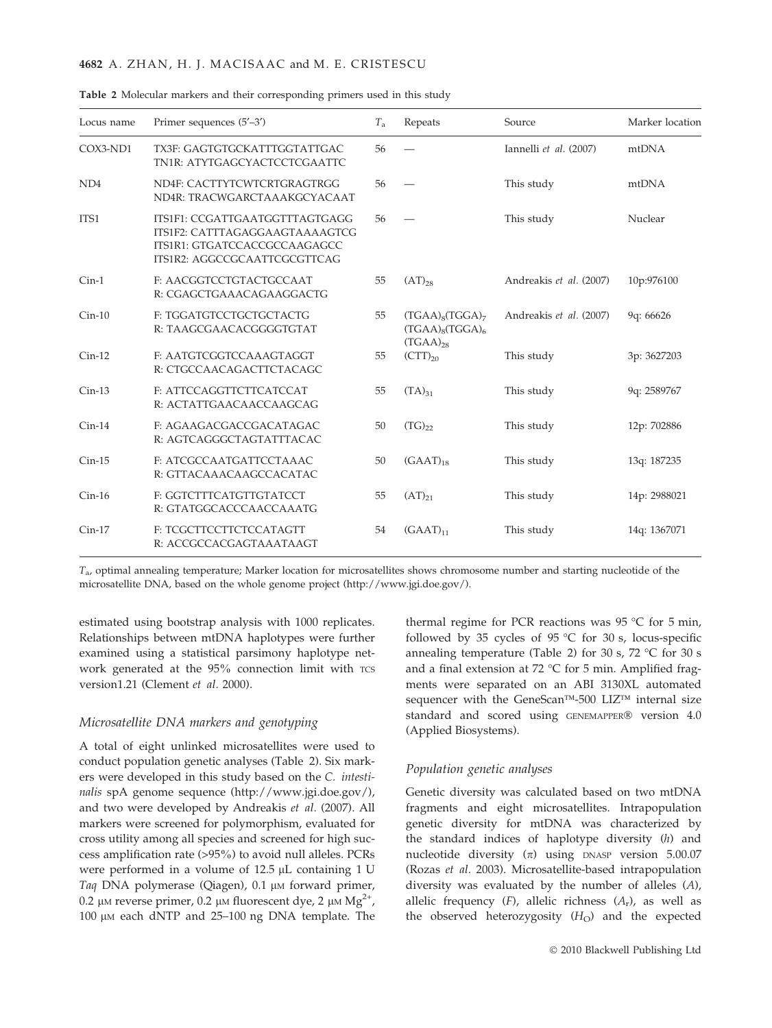**Table 2** Molecular markers and their corresponding primers used in this study

| Locus name | Primer sequences (5′–3′) | $T_a$ | Repeats | Source | Marker location |
|---|---|---|---|---|---|
| COX3-ND1 | TX3F: GAGTGTGCKATTTGGTATTGAC<br>TN1R: ATYTGAGCYACTCCTCGAATTC | 56 | — | Iannelli *et al.* (2007) | mtDNA |
| ND4 | ND4F: CACTTYTCWTCRTGRAGTRGG<br>ND4R: TRACWGARCTAAAKGCYACAAT | 56 | — | This study | mtDNA |
| ITS1 | ITS1F1: CCGATTGAATGGTTTAGTGAGG<br>ITS1F2: CATTTAGAGGAAGTAAAAGTCG<br>ITS1R1: GTGATCCACCGCCAAGAGCC<br>ITS1R2: AGGCCGCAATTCGCGTTCAG | 56 | — | This study | Nuclear |
| Cin-1 | F: AACGGTCCTGTACTGCCAAT<br>R: CGAGCTGAAACAGAAGGACTG | 55 | $(AT)_{28}$ | Andreakis *et al.* (2007) | 10p:976100 |
| Cin-10 | F: TGGATGTCCTGCTGCTACTG<br>R: TAAGCGAACACGGGGTGTAT | 55 | $(TGAA)_8(TGGA)_7$ $(TGAA)_8(TGGA)_6$ $(TGAA)_{28}$ | Andreakis *et al.* (2007) | 9q: 66626 |
| Cin-12 | F: AATGTCGGTCCAAAGTAGGT<br>R: CTGCCAACAGACTTCTACAGC | 55 | $(CTT)_{20}$ | This study | 3p: 3627203 |
| Cin-13 | F: ATTCCAGGTTCTTCATCCAT<br>R: ACTATTGAACAACCAAGCAG | 55 | $(TA)_{31}$ | This study | 9q: 2589767 |
| Cin-14 | F: AGAAGACGACCGACATAGAC<br>R: AGTCAGGGCTAGTATTTACAC | 50 | $(TG)_{22}$ | This study | 12p: 702886 |
| Cin-15 | F: ATCGCCAATGATTCCTAAAC<br>R: GTTACAAACAAGCCACATAC | 50 | $(GAAT)_{18}$ | This study | 13q: 187235 |
| Cin-16 | F: GGTCTTTCATGTTGTATCCT<br>R: GTATGGCACCCAACCAAATG | 55 | $(AT)_{21}$ | This study | 14p: 2988021 |
| Cin-17 | F: TCGCTTCCTTCTCCATAGTT<br>R: ACCGCCACGAGTAAATAAGT | 54 | $(GAAT)_{11}$ | This study | 14q: 1367071 |

$T_a$, optimal annealing temperature; Marker location for microsatellites shows chromosome number and starting nucleotide of the microsatellite DNA, based on the whole genome project (http://www.jgi.doe.gov/).

estimated using bootstrap analysis with 1000 replicates. Relationships between mtDNA haplotypes were further examined using a statistical parsimony haplotype network generated at the 95% connection limit with TCS version1.21 (Clement *et al.* 2000).

### Microsatellite DNA markers and genotyping

A total of eight unlinked microsatellites were used to conduct population genetic analyses (Table 2). Six markers were developed in this study based on the *C. intestinalis* spA genome sequence (http://www.jgi.doe.gov/), and two were developed by Andreakis *et al.* (2007). All markers were screened for polymorphism, evaluated for cross utility among all species and screened for high success amplification rate (>95%) to avoid null alleles. PCRs were performed in a volume of 12.5 μL containing 1 U *Taq* DNA polymerase (Qiagen), 0.1 μM forward primer, 0.2 μM reverse primer, 0.2 μM fluorescent dye, 2 μM $Mg^{2+}$, 100 μM each dNTP and 25–100 ng DNA template. The thermal regime for PCR reactions was 95 °C for 5 min, followed by 35 cycles of 95 °C for 30 s, locus-specific annealing temperature (Table 2) for 30 s, 72 °C for 30 s and a final extension at 72 °C for 5 min. Amplified fragments were separated on an ABI 3130XL automated sequencer with the GeneScan™-500 LIZ™ internal size standard and scored using GENEMAPPER® version 4.0 (Applied Biosystems).

### Population genetic analyses

Genetic diversity was calculated based on two mtDNA fragments and eight microsatellites. Intrapopulation genetic diversity for mtDNA was characterized by the standard indices of haplotype diversity ($h$) and nucleotide diversity ($\pi$) using DNASP version 5.00.07 (Rozas *et al.* 2003). Microsatellite-based intrapopulation diversity was evaluated by the number of alleles ($A$), allelic frequency ($F$), allelic richness ($A_r$), as well as the observed heterozygosity ($H_O$) and the expected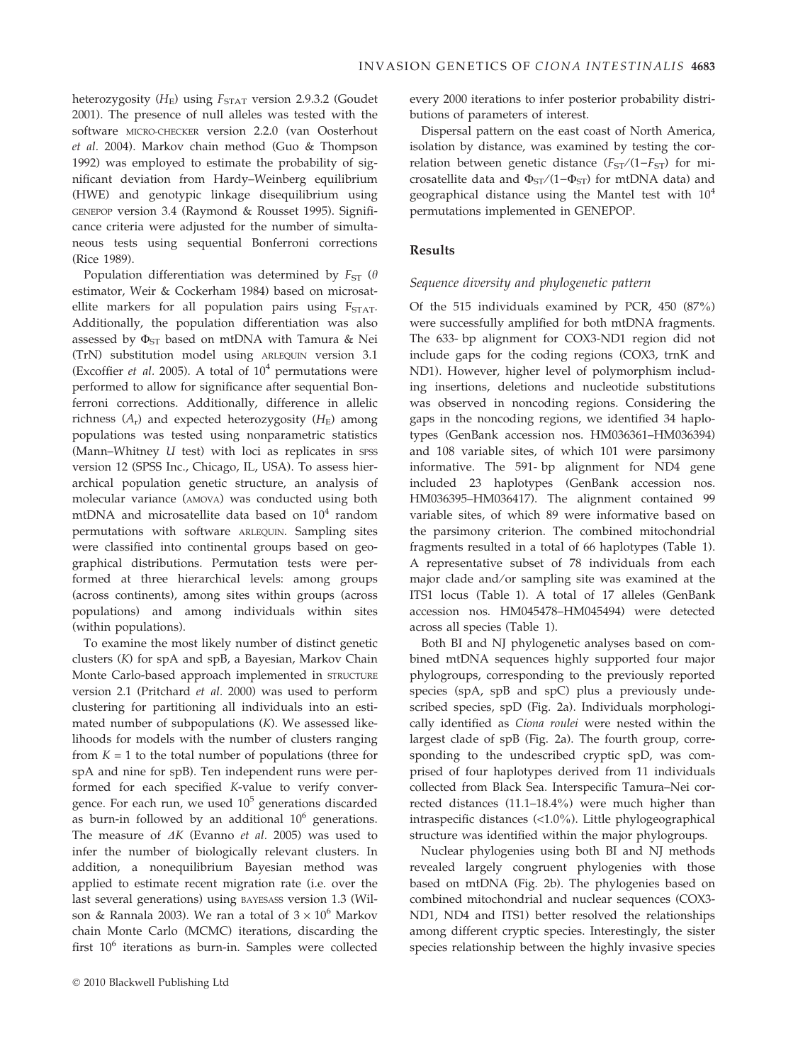heterozygosity ($H_E$) using $F_{STAT}$ version 2.9.3.2 (Goudet 2001). The presence of null alleles was tested with the software MICRO-CHECKER version 2.2.0 (van Oosterhout *et al.* 2004). Markov chain method (Guo & Thompson 1992) was employed to estimate the probability of significant deviation from Hardy–Weinberg equilibrium (HWE) and genotypic linkage disequilibrium using GENEPOP version 3.4 (Raymond & Rousset 1995). Significance criteria were adjusted for the number of simultaneous tests using sequential Bonferroni corrections (Rice 1989).

Population differentiation was determined by $F_{ST}$ ($\theta$ estimator, Weir & Cockerham 1984) based on microsatellite markers for all population pairs using $F_{STAT}$. Additionally, the population differentiation was also assessed by $\Phi_{ST}$ based on mtDNA with Tamura & Nei (TrN) substitution model using ARLEQUIN version 3.1 (Excoffier *et al.* 2005). A total of $10^4$ permutations were performed to allow for significance after sequential Bonferroni corrections. Additionally, difference in allelic richness ($A_r$) and expected heterozygosity ($H_E$) among populations was tested using nonparametric statistics (Mann–Whitney *U* test) with loci as replicates in SPSS version 12 (SPSS Inc., Chicago, IL, USA). To assess hierarchical population genetic structure, an analysis of molecular variance (AMOVA) was conducted using both mtDNA and microsatellite data based on $10^4$ random permutations with software ARLEQUIN. Sampling sites were classified into continental groups based on geographical distributions. Permutation tests were performed at three hierarchical levels: among groups (across continents), among sites within groups (across populations) and among individuals within sites (within populations).

To examine the most likely number of distinct genetic clusters (*K*) for spA and spB, a Bayesian, Markov Chain Monte Carlo-based approach implemented in STRUCTURE version 2.1 (Pritchard *et al.* 2000) was used to perform clustering for partitioning all individuals into an estimated number of subpopulations (*K*). We assessed likelihoods for models with the number of clusters ranging from $K = 1$ to the total number of populations (three for spA and nine for spB). Ten independent runs were performed for each specified *K*-value to verify convergence. For each run, we used $10^5$ generations discarded as burn-in followed by an additional $10^6$ generations. The measure of $\Delta K$ (Evanno *et al.* 2005) was used to infer the number of biologically relevant clusters. In addition, a nonequilibrium Bayesian method was applied to estimate recent migration rate (i.e. over the last several generations) using BAYESASS version 1.3 (Wilson & Rannala 2003). We ran a total of $3 \times 10^6$ Markov chain Monte Carlo (MCMC) iterations, discarding the first $10^6$ iterations as burn-in. Samples were collected every 2000 iterations to infer posterior probability distributions of parameters of interest.

Dispersal pattern on the east coast of North America, isolation by distance, was examined by testing the correlation between genetic distance ($F_{ST}/(1-F_{ST})$ for microsatellite data and $\Phi_{ST}/(1-\Phi_{ST})$ for mtDNA data) and geographical distance using the Mantel test with $10^4$ permutations implemented in GENEPOP.

## Results

### Sequence diversity and phylogenetic pattern

Of the 515 individuals examined by PCR, 450 (87%) were successfully amplified for both mtDNA fragments. The 633- bp alignment for COX3-ND1 region did not include gaps for the coding regions (COX3, trnK and ND1). However, higher level of polymorphism including insertions, deletions and nucleotide substitutions was observed in noncoding regions. Considering the gaps in the noncoding regions, we identified 34 haplotypes (GenBank accession nos. HM036361–HM036394) and 108 variable sites, of which 101 were parsimony informative. The 591- bp alignment for ND4 gene included 23 haplotypes (GenBank accession nos. HM036395–HM036417). The alignment contained 99 variable sites, of which 89 were informative based on the parsimony criterion. The combined mitochondrial fragments resulted in a total of 66 haplotypes (Table 1). A representative subset of 78 individuals from each major clade and/or sampling site was examined at the ITS1 locus (Table 1). A total of 17 alleles (GenBank accession nos. HM045478–HM045494) were detected across all species (Table 1).

Both BI and NJ phylogenetic analyses based on combined mtDNA sequences highly supported four major phylogroups, corresponding to the previously reported species (spA, spB and spC) plus a previously undescribed species, spD (Fig. 2a). Individuals morphologically identified as *Ciona roulei* were nested within the largest clade of spB (Fig. 2a). The fourth group, corresponding to the undescribed cryptic spD, was comprised of four haplotypes derived from 11 individuals collected from Black Sea. Interspecific Tamura–Nei corrected distances (11.1–18.4%) were much higher than intraspecific distances (<1.0%). Little phylogeographical structure was identified within the major phylogroups.

Nuclear phylogenies using both BI and NJ methods revealed largely congruent phylogenies with those based on mtDNA (Fig. 2b). The phylogenies based on combined mitochondrial and nuclear sequences (COX3-ND1, ND4 and ITS1) better resolved the relationships among different cryptic species. Interestingly, the sister species relationship between the highly invasive species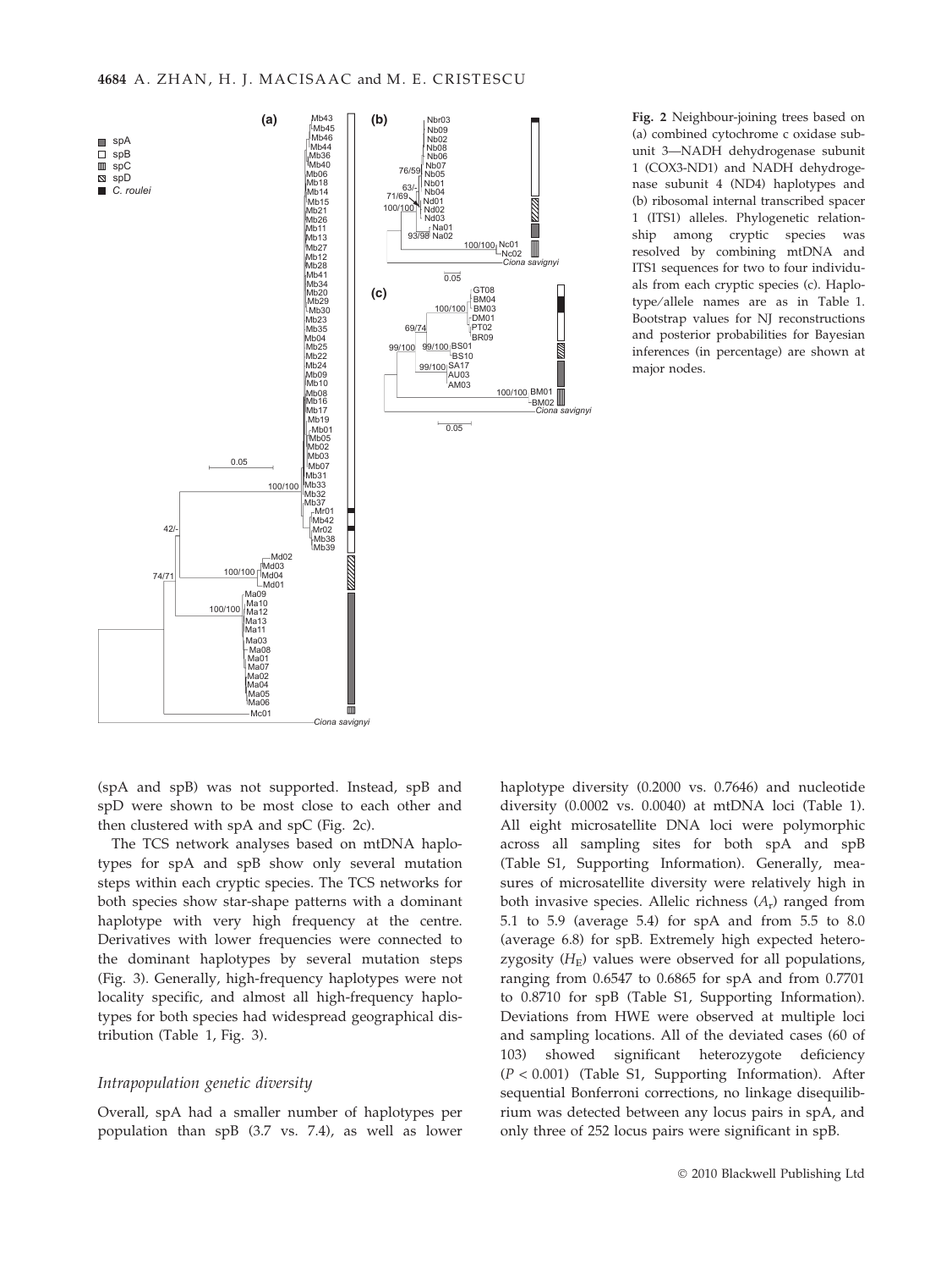Fig. 2 Neighbour-joining trees based on (a) combined cytochrome c oxidase subunit 3—NADH dehydrogenase subunit 1 (COX3-ND1) and NADH dehydrogenase subunit 4 (ND4) haplotypes and (b) ribosomal internal transcribed spacer 1 (ITS1) alleles. Phylogenetic relationship among cryptic species was resolved by combining mtDNA and ITS1 sequences for two to four individuals from each cryptic species (c). Haplotype/allele names are as in Table 1. Bootstrap values for NJ reconstructions and posterior probabilities for Bayesian inferences (in percentage) are shown at major nodes.

(spA and spB) was not supported. Instead, spB and spD were shown to be most close to each other and then clustered with spA and spC (Fig. 2c).

The TCS network analyses based on mtDNA haplotypes for spA and spB show only several mutation steps within each cryptic species. The TCS networks for both species show star-shape patterns with a dominant haplotype with very high frequency at the centre. Derivatives with lower frequencies were connected to the dominant haplotypes by several mutation steps (Fig. 3). Generally, high-frequency haplotypes were not locality specific, and almost all high-frequency haplotypes for both species had widespread geographical distribution (Table 1, Fig. 3).

### Intrapopulation genetic diversity

Overall, spA had a smaller number of haplotypes per population than spB (3.7 vs. 7.4), as well as lower haplotype diversity (0.2000 vs. 0.7646) and nucleotide diversity (0.0002 vs. 0.0040) at mtDNA loci (Table 1). All eight microsatellite DNA loci were polymorphic across all sampling sites for both spA and spB (Table S1, Supporting Information). Generally, measures of microsatellite diversity were relatively high in both invasive species. Allelic richness ($A_r$) ranged from 5.1 to 5.9 (average 5.4) for spA and from 5.5 to 8.0 (average 6.8) for spB. Extremely high expected heterozygosity ($H_E$) values were observed for all populations, ranging from 0.6547 to 0.6865 for spA and from 0.7701 to 0.8710 for spB (Table S1, Supporting Information). Deviations from HWE were observed at multiple loci and sampling locations. All of the deviated cases (60 of 103) showed significant heterozygote deficiency ($P < 0.001$) (Table S1, Supporting Information). After sequential Bonferroni corrections, no linkage disequilibrium was detected between any locus pairs in spA, and only three of 252 locus pairs were significant in spB.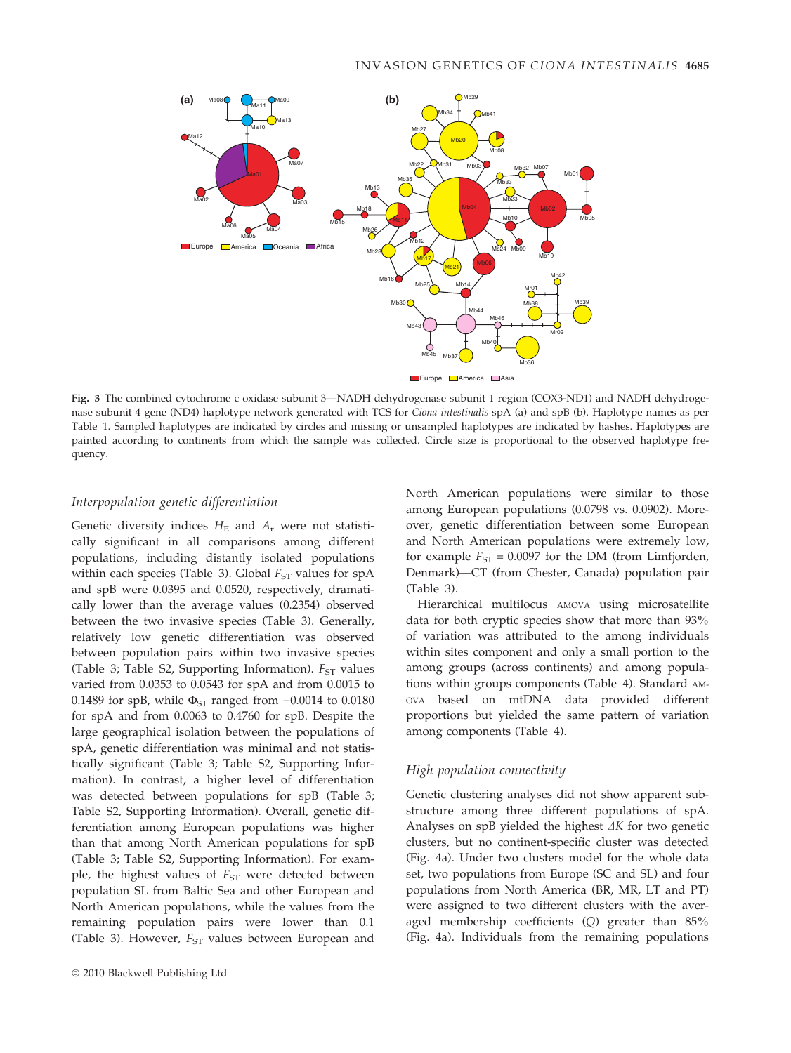**Fig. 3** The combined cytochrome c oxidase subunit 3—NADH dehydrogenase subunit 1 region (COX3-ND1) and NADH dehydrogenase subunit 4 gene (ND4) haplotype network generated with TCS for *Ciona intestinalis* spA (a) and spB (b). Haplotype names as per Table 1. Sampled haplotypes are indicated by circles and missing or unsampled haplotypes are indicated by hashes. Haplotypes are painted according to continents from which the sample was collected. Circle size is proportional to the observed haplotype frequency.

### Interpopulation genetic differentiation

Genetic diversity indices $H_E$ and $A_r$ were not statistically significant in all comparisons among different populations, including distantly isolated populations within each species (Table 3). Global $F_{ST}$ values for spA and spB were 0.0395 and 0.0520, respectively, dramatically lower than the average values (0.2354) observed between the two invasive species (Table 3). Generally, relatively low genetic differentiation was observed between population pairs within two invasive species (Table 3; Table S2, Supporting Information). $F_{ST}$ values varied from 0.0353 to 0.0543 for spA and from 0.0015 to 0.1489 for spB, while $\Phi_{ST}$ ranged from −0.0014 to 0.0180 for spA and from 0.0063 to 0.4760 for spB. Despite the large geographical isolation between the populations of spA, genetic differentiation was minimal and not statistically significant (Table 3; Table S2, Supporting Information). In contrast, a higher level of differentiation was detected between populations for spB (Table 3; Table S2, Supporting Information). Overall, genetic differentiation among European populations was higher than that among North American populations for spB (Table 3; Table S2, Supporting Information). For example, the highest values of $F_{ST}$ were detected between population SL from Baltic Sea and other European and North American populations, while the values from the remaining population pairs were lower than 0.1 (Table 3). However, $F_{ST}$ values between European and North American populations were similar to those among European populations (0.0798 vs. 0.0902). Moreover, genetic differentiation between some European and North American populations were extremely low, for example $F_{ST}$ = 0.0097 for the DM (from Limfjorden, Denmark)—CT (from Chester, Canada) population pair (Table 3).

Hierarchical multilocus AMOVA using microsatellite data for both cryptic species show that more than 93% of variation was attributed to the among individuals within sites component and only a small portion to the among groups (across continents) and among populations within groups components (Table 4). Standard AMOVA based on mtDNA data provided different proportions but yielded the same pattern of variation among components (Table 4).

### High population connectivity

Genetic clustering analyses did not show apparent substructure among three different populations of spA. Analyses on spB yielded the highest $\Delta K$ for two genetic clusters, but no continent-specific cluster was detected (Fig. 4a). Under two clusters model for the whole data set, two populations from Europe (SC and SL) and four populations from North America (BR, MR, LT and PT) were assigned to two different clusters with the averaged membership coefficients ($Q$) greater than 85% (Fig. 4a). Individuals from the remaining populations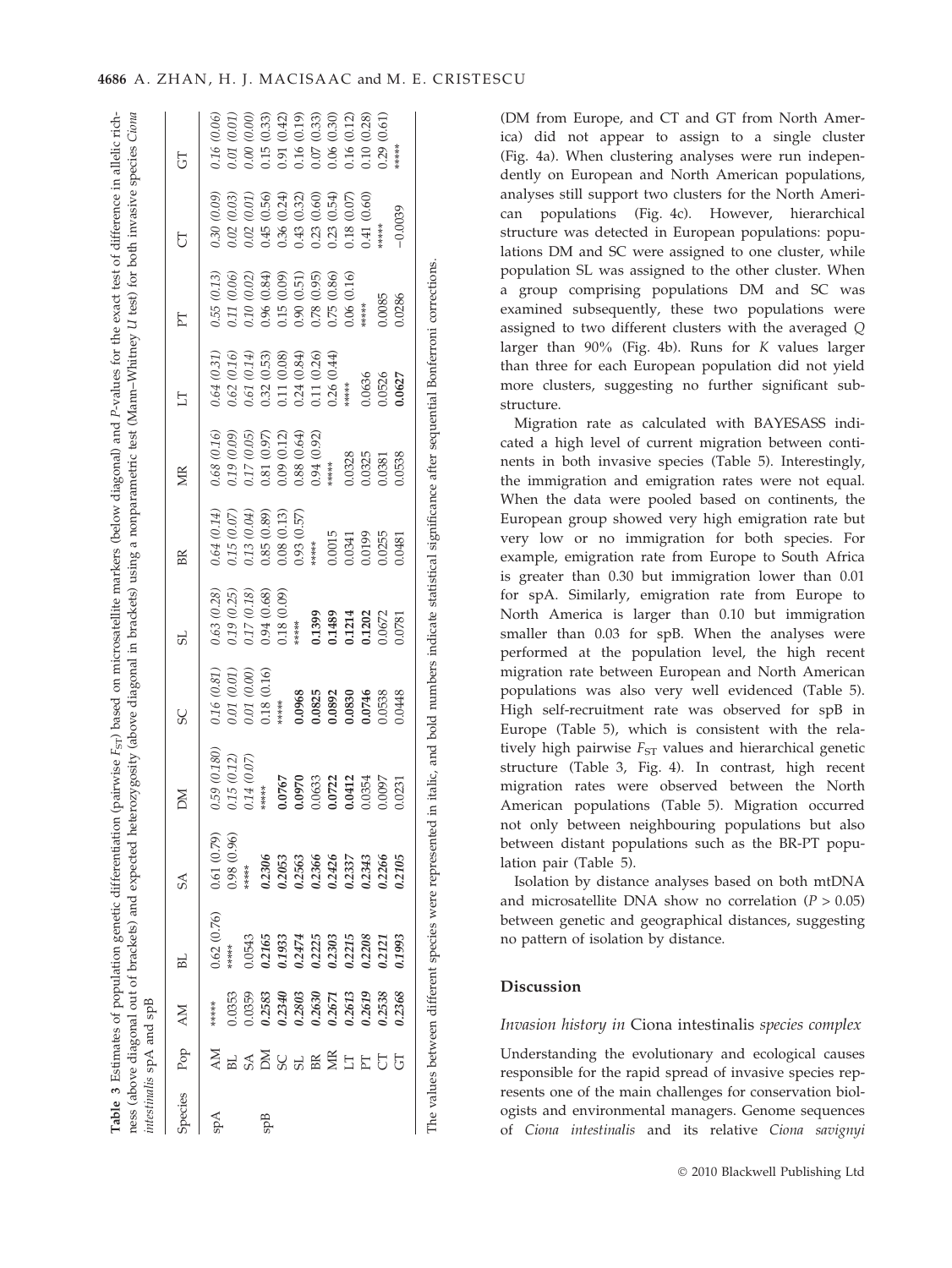**Table 3** Estimates of population genetic differentiation (pairwise $F_{ST}$) based on microsatellite markers (below diagonal) and *P*-values for the exact test of difference in allelic richness (above diagonal out of brackets) and expected heterozygosity (above diagonal in brackets) using a nonparametric test (Mann–Whitney *U* test) for both invasive species *Ciona intestinalis* spA and spB

| Species | Pop | AM | BL | SA | DM | SC | SL | BR | MR | LT | PT | CT | GT |
|---|---|---|---|---|---|---|---|---|---|---|---|---|---|
| spA | AM | ***** | 0.62 (0.76) | 0.61 (0.79) | *0.59 (0.180)* | *0.16 (0.81)* | *0.63 (0.28)* | *0.64 (0.14)* | *0.68 (0.16)* | *0.64 (0.31)* | *0.55 (0.13)* | *0.30 (0.09)* | *0.16 (0.06)* |
| | BL | 0.0353 | ***** | 0.98 (0.96) | *0.15 (0.12)* | *0.01 (0.01)* | *0.19 (0.25)* | *0.15 (0.07)* | *0.19 (0.09)* | *0.62 (0.16)* | *0.11 (0.06)* | *0.02 (0.03)* | *0.01 (0.01)* |
| | SA | 0.0359 | 0.0543 | ***** | *0.14 (0.07)* | *0.01 (0.00)* | *0.17 (0.18)* | *0.13 (0.04)* | *0.17 (0.05)* | *0.61 (0.14)* | *0.10 (0.02)* | *0.02 (0.01)* | *0.00 (0.00)* |
| spB | DM | ***0.2583*** | ***0.2165*** | ***0.2306*** | ***** | 0.18 (0.16) | 0.94 (0.68) | 0.85 (0.89) | 0.81 (0.97) | 0.32 (0.53) | 0.96 (0.84) | 0.45 (0.56) | 0.15 (0.33) |
| | SC | ***0.2340*** | ***0.1933*** | ***0.2053*** | **0.0767** | ***** | 0.18 (0.09) | 0.08 (0.13) | 0.09 (0.12) | 0.11 (0.08) | 0.15 (0.09) | 0.36 (0.24) | 0.91 (0.42) |
| | SL | ***0.2803*** | ***0.2474*** | ***0.2563*** | **0.0970** | **0.0968** | ***** | 0.93 (0.57) | 0.88 (0.64) | 0.24 (0.84) | 0.90 (0.51) | 0.43 (0.32) | 0.16 (0.19) |
| | BR | ***0.2630*** | ***0.2225*** | ***0.2366*** | 0.0633 | **0.0825** | **0.1399** | ***** | 0.94 (0.92) | 0.11 (0.26) | 0.78 (0.95) | 0.23 (0.60) | 0.07 (0.33) |
| | MR | ***0.2671*** | ***0.2303*** | ***0.2426*** | **0.0722** | **0.0892** | **0.1489** | 0.0015 | ***** | 0.26 (0.44) | 0.75 (0.86) | 0.23 (0.54) | 0.06 (0.30) |
| | LT | ***0.2613*** | ***0.2215*** | ***0.2337*** | 0.0412 | **0.0830** | **0.1214** | 0.0341 | 0.0328 | ***** | 0.06 (0.16) | 0.18 (0.07) | 0.16 (0.12) |
| | PT | ***0.2619*** | ***0.2208*** | ***0.2343*** | 0.0354 | **0.0746** | **0.1202** | 0.0199 | 0.0325 | 0.0636 | ***** | 0.41 (0.60) | 0.10 (0.28) |
| | CT | ***0.2538*** | ***0.2121*** | ***0.2266*** | 0.0097 | 0.0538 | 0.0672 | 0.0255 | 0.0381 | 0.0526 | 0.0085 | ***** | 0.29 (0.61) |
| | GT | ***0.2368*** | ***0.1993*** | ***0.2105*** | 0.0231 | 0.0448 | 0.0781 | 0.0481 | 0.0538 | **0.0627** | 0.0286 | −0.0039 | ***** |

The values between different species were represented in italic, and bold numbers indicate statistical significance after sequential Bonferroni corrections.

(DM from Europe, and CT and GT from North America) did not appear to assign to a single cluster (Fig. 4a). When clustering analyses were run independently on European and North American populations, analyses still support two clusters for the North American populations (Fig. 4c). However, hierarchical structure was detected in European populations: populations DM and SC were assigned to one cluster, while population SL was assigned to the other cluster. When a group comprising populations DM and SC was examined subsequently, these two populations were assigned to two different clusters with the averaged *Q* larger than 90% (Fig. 4b). Runs for *K* values larger than three for each European population did not yield more clusters, suggesting no further significant substructure.

Migration rate as calculated with BAYESASS indicated a high level of current migration between continents in both invasive species (Table 5). Interestingly, the immigration and emigration rates were not equal. When the data were pooled based on continents, the European group showed very high emigration rate but very low or no immigration for both species. For example, emigration rate from Europe to South Africa is greater than 0.30 but immigration lower than 0.01 for spA. Similarly, emigration rate from Europe to North America is larger than 0.10 but immigration smaller than 0.03 for spB. When the analyses were performed at the population level, the high recent migration rate between European and North American populations was also very well evidenced (Table 5). High self-recruitment rate was observed for spB in Europe (Table 5), which is consistent with the relatively high pairwise $F_{ST}$ values and hierarchical genetic structure (Table 3, Fig. 4). In contrast, high recent migration rates were observed between the North American populations (Table 5). Migration occurred not only between neighbouring populations but also between distant populations such as the BR-PT population pair (Table 5).

Isolation by distance analyses based on both mtDNA and microsatellite DNA show no correlation ($P > 0.05$) between genetic and geographical distances, suggesting no pattern of isolation by distance.

## Discussion

### *Invasion history in* Ciona intestinalis *species complex*

Understanding the evolutionary and ecological causes responsible for the rapid spread of invasive species represents one of the main challenges for conservation biologists and environmental managers. Genome sequences of *Ciona intestinalis* and its relative *Ciona savignyi*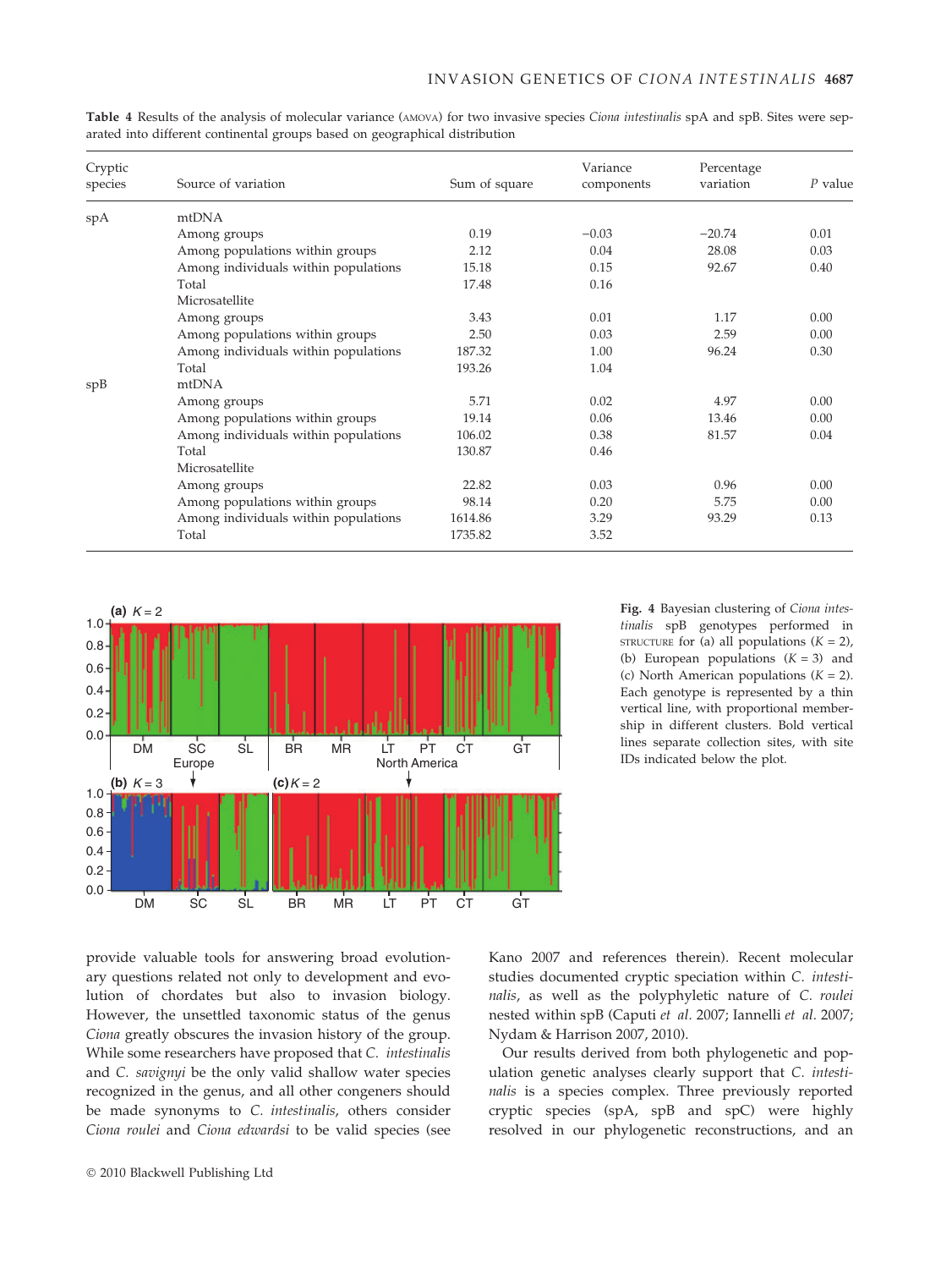**Table 4** Results of the analysis of molecular variance (AMOVA) for two invasive species *Ciona intestinalis* spA and spB. Sites were separated into different continental groups based on geographical distribution

| Cryptic species | Source of variation | Sum of square | Variance components | Percentage variation | *P* value |
|---|---|---|---|---|---|
| spA | mtDNA | | | | |
| | Among groups | 0.19 | −0.03 | −20.74 | 0.01 |
| | Among populations within groups | 2.12 | 0.04 | 28.08 | 0.03 |
| | Among individuals within populations | 15.18 | 0.15 | 92.67 | 0.40 |
| | Total | 17.48 | 0.16 | | |
| | Microsatellite | | | | |
| | Among groups | 3.43 | 0.01 | 1.17 | 0.00 |
| | Among populations within groups | 2.50 | 0.03 | 2.59 | 0.00 |
| | Among individuals within populations | 187.32 | 1.00 | 96.24 | 0.30 |
| | Total | 193.26 | 1.04 | | |
| spB | mtDNA | | | | |
| | Among groups | 5.71 | 0.02 | 4.97 | 0.00 |
| | Among populations within groups | 19.14 | 0.06 | 13.46 | 0.00 |
| | Among individuals within populations | 106.02 | 0.38 | 81.57 | 0.04 |
| | Total | 130.87 | 0.46 | | |
| | Microsatellite | | | | |
| | Among groups | 22.82 | 0.03 | 0.96 | 0.00 |
| | Among populations within groups | 98.14 | 0.20 | 5.75 | 0.00 |
| | Among individuals within populations | 1614.86 | 3.29 | 93.29 | 0.13 |
| | Total | 1735.82 | 3.52 | | |

**Fig. 4** Bayesian clustering of *Ciona intestinalis* spB genotypes performed in STRUCTURE for (a) all populations ($K = 2$), (b) European populations ($K = 3$) and (c) North American populations ($K = 2$). Each genotype is represented by a thin vertical line, with proportional membership in different clusters. Bold vertical lines separate collection sites, with site IDs indicated below the plot.

provide valuable tools for answering broad evolutionary questions related not only to development and evolution of chordates but also to invasion biology. However, the unsettled taxonomic status of the genus *Ciona* greatly obscures the invasion history of the group. While some researchers have proposed that *C. intestinalis* and *C. savignyi* be the only valid shallow water species recognized in the genus, and all other congeners should be made synonyms to *C. intestinalis*, others consider *Ciona roulei* and *Ciona edwardsi* to be valid species (see Kano 2007 and references therein). Recent molecular studies documented cryptic speciation within *C. intestinalis*, as well as the polyphyletic nature of *C. roulei* nested within spB (Caputi *et al.* 2007; Iannelli *et al.* 2007; Nydam & Harrison 2007, 2010).

Our results derived from both phylogenetic and population genetic analyses clearly support that *C. intestinalis* is a species complex. Three previously reported cryptic species (spA, spB and spC) were highly resolved in our phylogenetic reconstructions, and an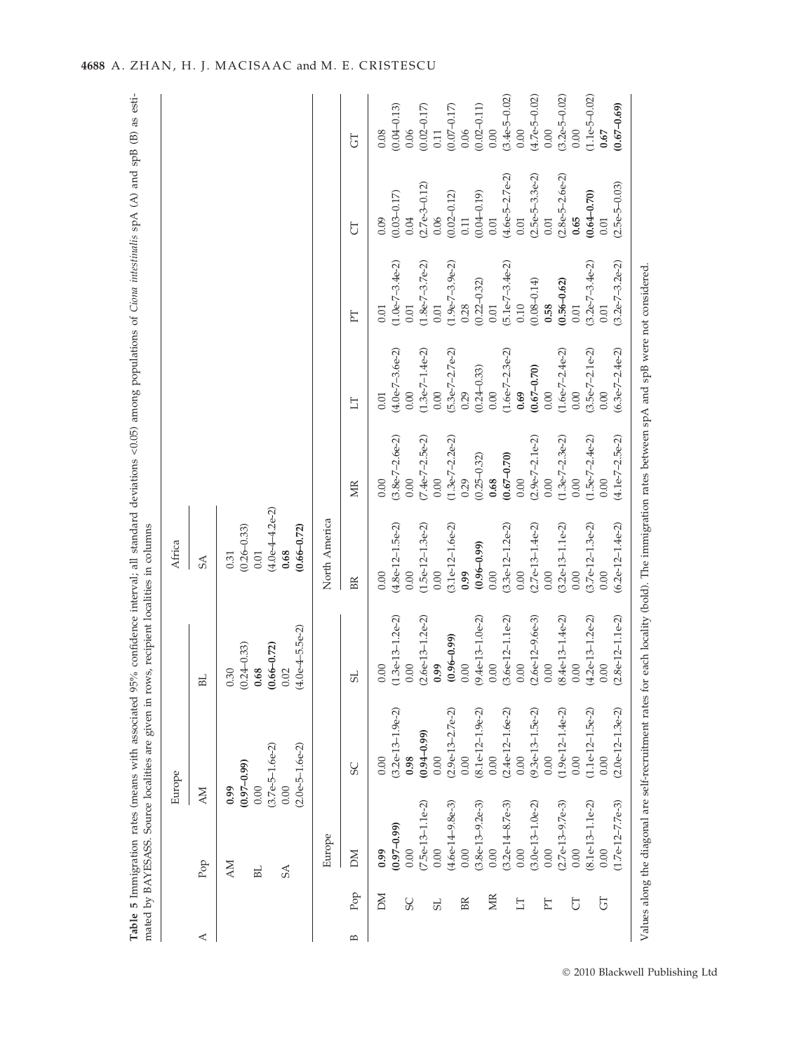**Table 5** Immigration rates (means with associated 95% confidence interval; all standard deviations <0.05) among populations of *Ciona intestinalis* spA (A) and spB (B) as estimated by BAYESASS. Source localities are given in rows, recipient localities in columns

| A | | Europe | | Africa |
|---|---|---|---|---|
| | Pop | AM | BL | SA |
| | AM | **0.99** | 0.30 | 0.31 |
| | | **(0.97–0.99)** | (0.24–0.33) | (0.26–0.33) |
| | BL | 0.00 | **0.68** | 0.01 |
| | | (3.7e-5–1.6e-2) | **(0.66–0.72)** | (4.0e-4–4.2e-2) |
| | SA | 0.00 | 0.02 | **0.68** |
| | | (2.0e-5–1.6e-2) | (4.0e-4–5.5e-2) | **(0.66–0.72)** |

| B | | Europe | | | North America | | | | | |
|---|---|---|---|---|---|---|---|---|---|---|
| | Pop | DM | SC | SL | BR | MR | LT | PT | CT | GT |
| | DM | **0.99** | 0.00 | 0.00 | 0.00 | 0.00 | 0.01 | 0.01 | 0.09 | 0.08 |
| | | **(0.97–0.99)** | (3.2e-13–1.9e-2) | (1.3e-13–1.2e-2) | (4.8e-12–1.5e-2) | (3.8e-7–2.6e-2) | (4.0e-7–3.6e-2) | (1.0e-7–3.4e-2) | (0.03–0.17) | (0.04–0.13) |
| | SC | 0.00 | **0.98** | 0.00 | 0.00 | 0.00 | 0.00 | 0.01 | 0.04 | 0.06 |
| | | (7.5e-13–1.1e-2) | **(0.94–0.99)** | (2.6e-13–1.2e-2) | (1.5e-12–1.3e-2) | (7.4e-7–2.5e-2) | (1.3e-7–1.4e-2) | (1.8e-7–3.7e-2) | (2.7e-3–0.12) | (0.02–0.17) |
| | SL | 0.00 | 0.00 | **0.99** | 0.00 | 0.00 | 0.00 | 0.01 | 0.06 | 0.11 |
| | | (4.6e-14–9.8e-3) | (2.9e-13–2.7e-2) | **(0.96–0.99)** | (3.1e-12–1.6e-2) | (1.3e-7–2.2e-2) | (5.3e-7–2.7e-2) | (1.9e-7–3.9e-2) | (0.02–0.12) | (0.07–0.17) |
| | BR | 0.00 | 0.00 | 0.00 | **0.99** | 0.29 | 0.29 | 0.28 | 0.11 | 0.06 |
| | | (3.8e-13–9.2e-3) | (8.1e-12–1.9e-2) | (9.4e-13–1.0e-2) | **(0.96–0.99)** | (0.25–0.32) | (0.24–0.33) | (0.22–0.32) | (0.04–0.19) | (0.02–0.11) |
| | MR | 0.00 | 0.00 | 0.00 | 0.00 | **0.68** | 0.00 | 0.01 | 0.01 | 0.00 |
| | | (3.2e-14–8.7e-3) | (2.4e-12–1.6e-2) | (3.6e-12–1.1e-2) | (3.3e-12–1.2e-2) | **(0.67–0.70)** | (1.6e-7–2.3e-2) | (5.1e-7–3.4e-2) | (4.6e-5–2.7e-2) | (3.4e-5–0.02) |
| | LT | 0.00 | 0.00 | 0.00 | 0.00 | 0.00 | **0.69** | 0.10 | 0.01 | 0.00 |
| | | (3.0e-13–1.0e-2) | (9.3e-13–1.5e-2) | (2.6e-12–9.6e-3) | (2.7e-13–1.4e-2) | (2.9e-7–2.1e-2) | **(0.67–0.70)** | (0.08–0.14) | (2.5e-5–3.3e-2) | (4.7e-5–0.02) |
| | PT | 0.00 | 0.00 | 0.00 | 0.00 | 0.00 | 0.00 | **0.58** | 0.01 | 0.00 |
| | | (2.7e-13–9.7e-3) | (1.9e-12–1.4e-2) | (8.4e-13–1.4e-2) | (3.2e-13–1.1e-2) | (1.3e-7–2.3e-2) | (1.6e-7–2.4e-2) | **(0.56–0.62)** | (2.8e-5–2.6e-2) | (3.2e-5–0.02) |
| | CT | 0.00 | 0.00 | 0.00 | 0.00 | 0.00 | 0.00 | 0.01 | **0.65** | 0.00 |
| | | (8.1e-13–1.1e-2) | (1.1e-12–1.5e-2) | (4.2e-13–1.2e-2) | (3.7e-12–1.3e-2) | (1.5e-7–2.4e-2) | (3.5e-7–2.1e-2) | (3.2e-7–3.4e-2) | **(0.64–0.70)** | (1.1e-5–0.02) |
| | GT | 0.00 | 0.00 | 0.00 | 0.00 | 0.00 | 0.00 | 0.01 | 0.01 | **0.67** |
| | | (1.7e-12–7.7e-3) | (2.0e-12–1.3e-2) | (2.8e-12–1.1e-2) | (6.2e-12–1.4e-2) | (4.1e-7–2.5e-2) | (6.3e-7–2.4e-2) | (3.2e-7–3.2e-2) | (2.5e-5–0.03) | **(0.67–0.69)** |

Values along the diagonal are self-recruitment rates for each locality (bold). The immigration rates between spA and spB were not considered.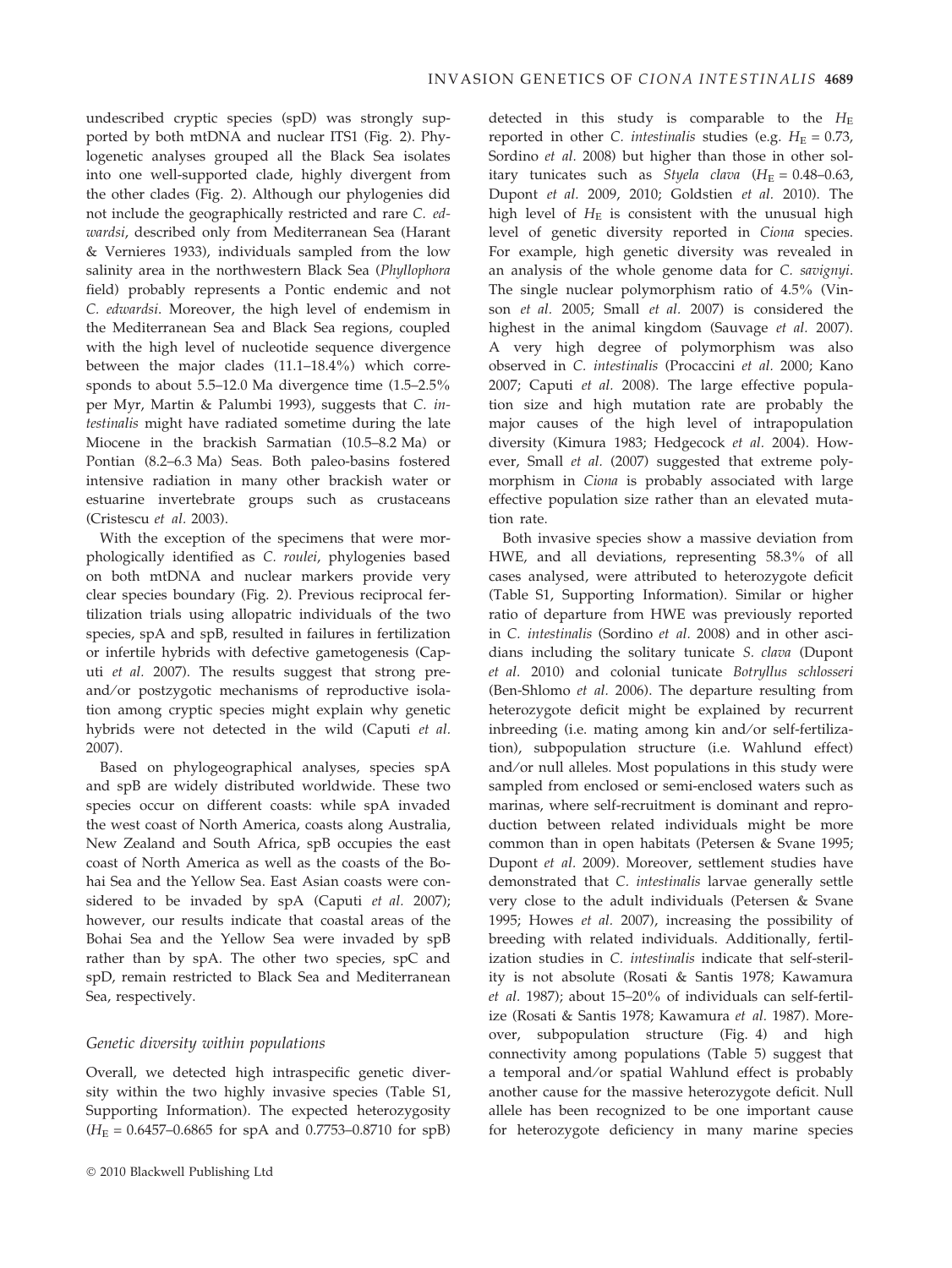undescribed cryptic species (spD) was strongly supported by both mtDNA and nuclear ITS1 (Fig. 2). Phylogenetic analyses grouped all the Black Sea isolates into one well-supported clade, highly divergent from the other clades (Fig. 2). Although our phylogenies did not include the geographically restricted and rare *C. edwardsi*, described only from Mediterranean Sea (Harant & Vernieres 1933), individuals sampled from the low salinity area in the northwestern Black Sea (*Phyllophora* field) probably represents a Pontic endemic and not *C. edwardsi*. Moreover, the high level of endemism in the Mediterranean Sea and Black Sea regions, coupled with the high level of nucleotide sequence divergence between the major clades (11.1–18.4%) which corresponds to about 5.5–12.0 Ma divergence time (1.5–2.5% per Myr, Martin & Palumbi 1993), suggests that *C. intestinalis* might have radiated sometime during the late Miocene in the brackish Sarmatian (10.5–8.2 Ma) or Pontian (8.2–6.3 Ma) Seas. Both paleo-basins fostered intensive radiation in many other brackish water or estuarine invertebrate groups such as crustaceans (Cristescu *et al.* 2003).

With the exception of the specimens that were morphologically identified as *C. roulei*, phylogenies based on both mtDNA and nuclear markers provide very clear species boundary (Fig. 2). Previous reciprocal fertilization trials using allopatric individuals of the two species, spA and spB, resulted in failures in fertilization or infertile hybrids with defective gametogenesis (Caputi *et al.* 2007). The results suggest that strong pre- and/or postzygotic mechanisms of reproductive isolation among cryptic species might explain why genetic hybrids were not detected in the wild (Caputi *et al.* 2007).

Based on phylogeographical analyses, species spA and spB are widely distributed worldwide. These two species occur on different coasts: while spA invaded the west coast of North America, coasts along Australia, New Zealand and South Africa, spB occupies the east coast of North America as well as the coasts of the Bohai Sea and the Yellow Sea. East Asian coasts were considered to be invaded by spA (Caputi *et al.* 2007); however, our results indicate that coastal areas of the Bohai Sea and the Yellow Sea were invaded by spB rather than by spA. The other two species, spC and spD, remain restricted to Black Sea and Mediterranean Sea, respectively.

### Genetic diversity within populations

Overall, we detected high intraspecific genetic diversity within the two highly invasive species (Table S1, Supporting Information). The expected heterozygosity ($H_E$ = 0.6457–0.6865 for spA and 0.7753–0.8710 for spB) detected in this study is comparable to the $H_E$ reported in other *C. intestinalis* studies (e.g. $H_E$ = 0.73, Sordino *et al.* 2008) but higher than those in other solitary tunicates such as *Styela clava* ($H_E$ = 0.48–0.63, Dupont *et al.* 2009, 2010; Goldstien *et al.* 2010). The high level of $H_E$ is consistent with the unusual high level of genetic diversity reported in *Ciona* species. For example, high genetic diversity was revealed in an analysis of the whole genome data for *C. savignyi*. The single nuclear polymorphism ratio of 4.5% (Vinson *et al.* 2005; Small *et al.* 2007) is considered the highest in the animal kingdom (Sauvage *et al.* 2007). A very high degree of polymorphism was also observed in *C. intestinalis* (Procaccini *et al.* 2000; Kano 2007; Caputi *et al.* 2008). The large effective population size and high mutation rate are probably the major causes of the high level of intrapopulation diversity (Kimura 1983; Hedgecock *et al.* 2004). However, Small *et al.* (2007) suggested that extreme polymorphism in *Ciona* is probably associated with large effective population size rather than an elevated mutation rate.

Both invasive species show a massive deviation from HWE, and all deviations, representing 58.3% of all cases analysed, were attributed to heterozygote deficit (Table S1, Supporting Information). Similar or higher ratio of departure from HWE was previously reported in *C. intestinalis* (Sordino *et al.* 2008) and in other ascidians including the solitary tunicate *S. clava* (Dupont *et al.* 2010) and colonial tunicate *Botryllus schlosseri* (Ben-Shlomo *et al.* 2006). The departure resulting from heterozygote deficit might be explained by recurrent inbreeding (i.e. mating among kin and/or self-fertilization), subpopulation structure (i.e. Wahlund effect) and/or null alleles. Most populations in this study were sampled from enclosed or semi-enclosed waters such as marinas, where self-recruitment is dominant and reproduction between related individuals might be more common than in open habitats (Petersen & Svane 1995; Dupont *et al.* 2009). Moreover, settlement studies have demonstrated that *C. intestinalis* larvae generally settle very close to the adult individuals (Petersen & Svane 1995; Howes *et al.* 2007), increasing the possibility of breeding with related individuals. Additionally, fertilization studies in *C. intestinalis* indicate that self-sterility is not absolute (Rosati & Santis 1978; Kawamura *et al.* 1987); about 15–20% of individuals can self-fertilize (Rosati & Santis 1978; Kawamura *et al.* 1987). Moreover, subpopulation structure (Fig. 4) and high connectivity among populations (Table 5) suggest that a temporal and/or spatial Wahlund effect is probably another cause for the massive heterozygote deficit. Null allele has been recognized to be one important cause for heterozygote deficiency in many marine species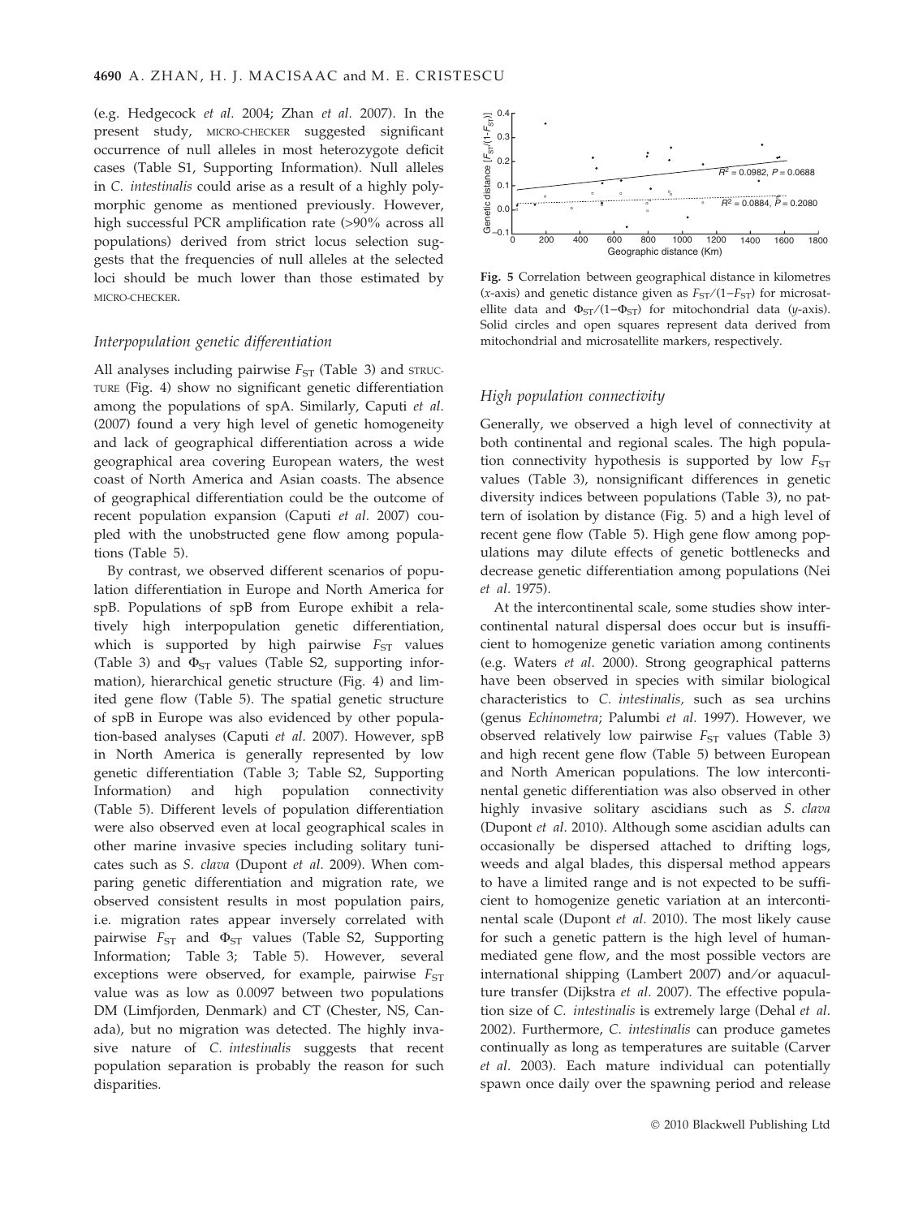(e.g. Hedgecock *et al.* 2004; Zhan *et al.* 2007). In the present study, MICRO-CHECKER suggested significant occurrence of null alleles in most heterozygote deficit cases (Table S1, Supporting Information). Null alleles in *C. intestinalis* could arise as a result of a highly polymorphic genome as mentioned previously. However, high successful PCR amplification rate (>90% across all populations) derived from strict locus selection suggests that the frequencies of null alleles at the selected loci should be much lower than those estimated by MICRO-CHECKER.

### Interpopulation genetic differentiation

All analyses including pairwise $F_{ST}$ (Table 3) and STRUCTURE (Fig. 4) show no significant genetic differentiation among the populations of spA. Similarly, Caputi *et al.* (2007) found a very high level of genetic homogeneity and lack of geographical differentiation across a wide geographical area covering European waters, the west coast of North America and Asian coasts. The absence of geographical differentiation could be the outcome of recent population expansion (Caputi *et al.* 2007) coupled with the unobstructed gene flow among populations (Table 5).

By contrast, we observed different scenarios of population differentiation in Europe and North America for spB. Populations of spB from Europe exhibit a relatively high interpopulation genetic differentiation, which is supported by high pairwise $F_{ST}$ values (Table 3) and $\Phi_{ST}$ values (Table S2, supporting information), hierarchical genetic structure (Fig. 4) and limited gene flow (Table 5). The spatial genetic structure of spB in Europe was also evidenced by other population-based analyses (Caputi *et al.* 2007). However, spB in North America is generally represented by low genetic differentiation (Table 3; Table S2, Supporting Information) and high population connectivity (Table 5). Different levels of population differentiation were also observed even at local geographical scales in other marine invasive species including solitary tunicates such as *S. clava* (Dupont *et al.* 2009). When comparing genetic differentiation and migration rate, we observed consistent results in most population pairs, i.e. migration rates appear inversely correlated with pairwise $F_{ST}$ and $\Phi_{ST}$ values (Table S2, Supporting Information; Table 3; Table 5). However, several exceptions were observed, for example, pairwise $F_{ST}$ value was as low as 0.0097 between two populations DM (Limfjorden, Denmark) and CT (Chester, NS, Canada), but no migration was detected. The highly invasive nature of *C. intestinalis* suggests that recent population separation is probably the reason for such disparities.

**Fig. 5** Correlation between geographical distance in kilometres (*x*-axis) and genetic distance given as $F_{ST}/(1-F_{ST})$ for microsatellite data and $\Phi_{ST}/(1-\Phi_{ST})$ for mitochondrial data (*y*-axis). Solid circles and open squares represent data derived from mitochondrial and microsatellite markers, respectively.

### High population connectivity

Generally, we observed a high level of connectivity at both continental and regional scales. The high population connectivity hypothesis is supported by low $F_{ST}$ values (Table 3), nonsignificant differences in genetic diversity indices between populations (Table 3), no pattern of isolation by distance (Fig. 5) and a high level of recent gene flow (Table 5). High gene flow among populations may dilute effects of genetic bottlenecks and decrease genetic differentiation among populations (Nei *et al.* 1975).

At the intercontinental scale, some studies show intercontinental natural dispersal does occur but is insufficient to homogenize genetic variation among continents (e.g. Waters *et al.* 2000). Strong geographical patterns have been observed in species with similar biological characteristics to *C. intestinalis,* such as sea urchins (genus *Echinometra*; Palumbi *et al.* 1997). However, we observed relatively low pairwise $F_{ST}$ values (Table 3) and high recent gene flow (Table 5) between European and North American populations. The low intercontinental genetic differentiation was also observed in other highly invasive solitary ascidians such as *S. clava* (Dupont *et al.* 2010). Although some ascidian adults can occasionally be dispersed attached to drifting logs, weeds and algal blades, this dispersal method appears to have a limited range and is not expected to be sufficient to homogenize genetic variation at an intercontinental scale (Dupont *et al.* 2010). The most likely cause for such a genetic pattern is the high level of human-mediated gene flow, and the most possible vectors are international shipping (Lambert 2007) and/or aquaculture transfer (Dijkstra *et al.* 2007). The effective population size of *C. intestinalis* is extremely large (Dehal *et al.* 2002). Furthermore, *C. intestinalis* can produce gametes continually as long as temperatures are suitable (Carver *et al.* 2003). Each mature individual can potentially spawn once daily over the spawning period and release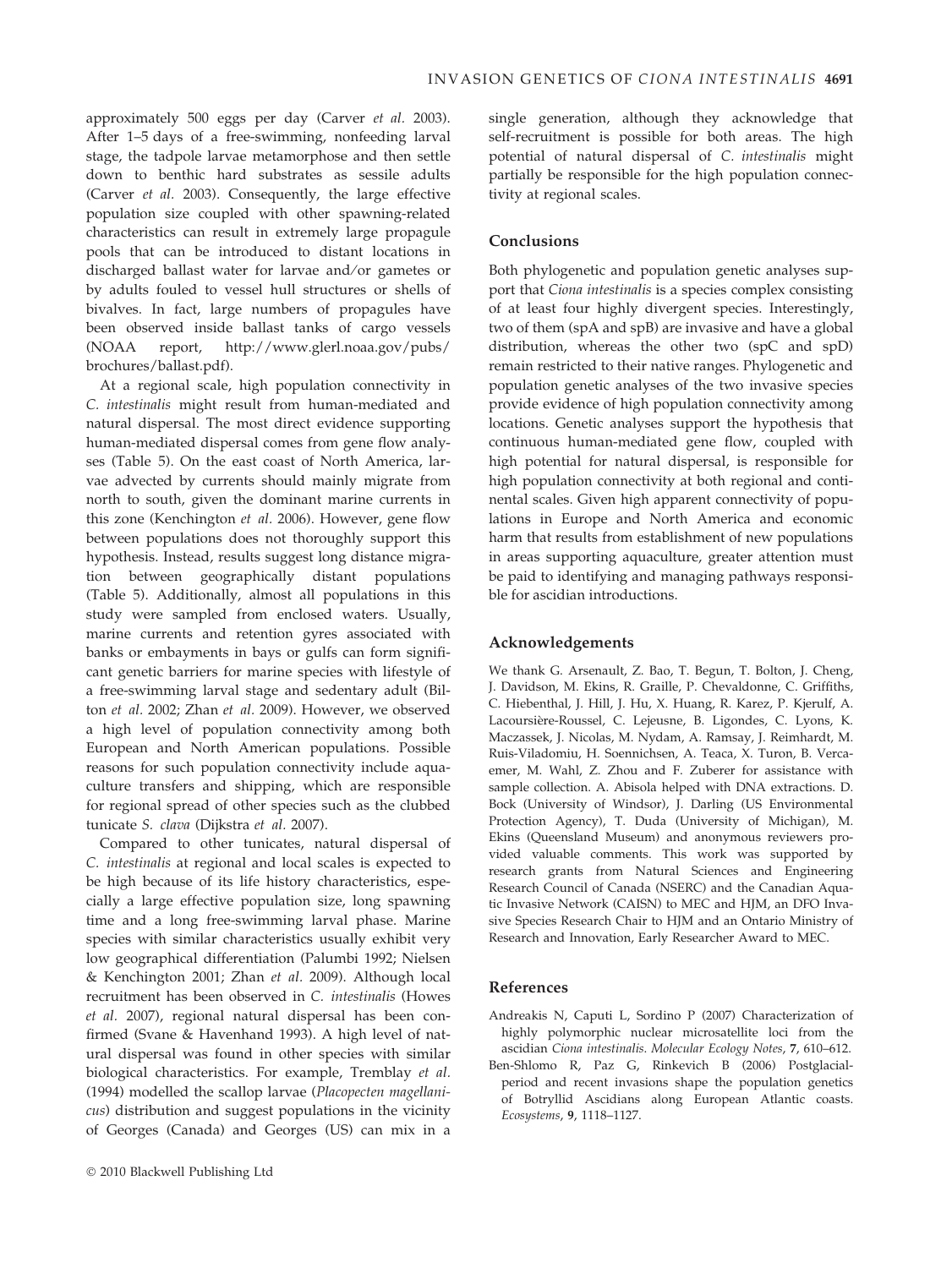approximately 500 eggs per day (Carver *et al.* 2003). After 1–5 days of a free-swimming, nonfeeding larval stage, the tadpole larvae metamorphose and then settle down to benthic hard substrates as sessile adults (Carver *et al.* 2003). Consequently, the large effective population size coupled with other spawning-related characteristics can result in extremely large propagule pools that can be introduced to distant locations in discharged ballast water for larvae and/or gametes or by adults fouled to vessel hull structures or shells of bivalves. In fact, large numbers of propagules have been observed inside ballast tanks of cargo vessels (NOAA report, http://www.glerl.noaa.gov/pubs/brochures/ballast.pdf).

At a regional scale, high population connectivity in *C. intestinalis* might result from human-mediated and natural dispersal. The most direct evidence supporting human-mediated dispersal comes from gene flow analyses (Table 5). On the east coast of North America, larvae advected by currents should mainly migrate from north to south, given the dominant marine currents in this zone (Kenchington *et al.* 2006). However, gene flow between populations does not thoroughly support this hypothesis. Instead, results suggest long distance migration between geographically distant populations (Table 5). Additionally, almost all populations in this study were sampled from enclosed waters. Usually, marine currents and retention gyres associated with banks or embayments in bays or gulfs can form significant genetic barriers for marine species with lifestyle of a free-swimming larval stage and sedentary adult (Bilton *et al.* 2002; Zhan *et al.* 2009). However, we observed a high level of population connectivity among both European and North American populations. Possible reasons for such population connectivity include aquaculture transfers and shipping, which are responsible for regional spread of other species such as the clubbed tunicate *S. clava* (Dijkstra *et al.* 2007).

Compared to other tunicates, natural dispersal of *C. intestinalis* at regional and local scales is expected to be high because of its life history characteristics, especially a large effective population size, long spawning time and a long free-swimming larval phase. Marine species with similar characteristics usually exhibit very low geographical differentiation (Palumbi 1992; Nielsen & Kenchington 2001; Zhan *et al.* 2009). Although local recruitment has been observed in *C. intestinalis* (Howes *et al.* 2007), regional natural dispersal has been confirmed (Svane & Havenhand 1993). A high level of natural dispersal was found in other species with similar biological characteristics. For example, Tremblay *et al.* (1994) modelled the scallop larvae (*Placopecten magellanicus*) distribution and suggest populations in the vicinity of Georges (Canada) and Georges (US) can mix in a single generation, although they acknowledge that self-recruitment is possible for both areas. The high potential of natural dispersal of *C. intestinalis* might partially be responsible for the high population connectivity at regional scales.

## Conclusions

Both phylogenetic and population genetic analyses support that *Ciona intestinalis* is a species complex consisting of at least four highly divergent species. Interestingly, two of them (spA and spB) are invasive and have a global distribution, whereas the other two (spC and spD) remain restricted to their native ranges. Phylogenetic and population genetic analyses of the two invasive species provide evidence of high population connectivity among locations. Genetic analyses support the hypothesis that continuous human-mediated gene flow, coupled with high potential for natural dispersal, is responsible for high population connectivity at both regional and continental scales. Given high apparent connectivity of populations in Europe and North America and economic harm that results from establishment of new populations in areas supporting aquaculture, greater attention must be paid to identifying and managing pathways responsible for ascidian introductions.

## Acknowledgements

We thank G. Arsenault, Z. Bao, T. Begun, T. Bolton, J. Cheng, J. Davidson, M. Ekins, R. Graille, P. Chevaldonne, C. Griffiths, C. Hiebenthal, J. Hill, J. Hu, X. Huang, R. Karez, P. Kjerulf, A. Lacoursière-Roussel, C. Lejeusne, B. Ligondes, C. Lyons, K. Maczassek, J. Nicolas, M. Nydam, A. Ramsay, J. Reimhardt, M. Ruis-Viladomiu, H. Soennichsen, A. Teaca, X. Turon, B. Vercaemer, M. Wahl, Z. Zhou and F. Zuberer for assistance with sample collection. A. Abisola helped with DNA extractions. D. Bock (University of Windsor), J. Darling (US Environmental Protection Agency), T. Duda (University of Michigan), M. Ekins (Queensland Museum) and anonymous reviewers provided valuable comments. This work was supported by research grants from Natural Sciences and Engineering Research Council of Canada (NSERC) and the Canadian Aquatic Invasive Network (CAISN) to MEC and HJM, an DFO Invasive Species Research Chair to HJM and an Ontario Ministry of Research and Innovation, Early Researcher Award to MEC.

## References

Andreakis N, Caputi L, Sordino P (2007) Characterization of highly polymorphic nuclear microsatellite loci from the ascidian *Ciona intestinalis*. *Molecular Ecology Notes*, **7**, 610–612.

Ben-Shlomo R, Paz G, Rinkevich B (2006) Postglacial-period and recent invasions shape the population genetics of Botryllid Ascidians along European Atlantic coasts. *Ecosystems*, **9**, 1118–1127.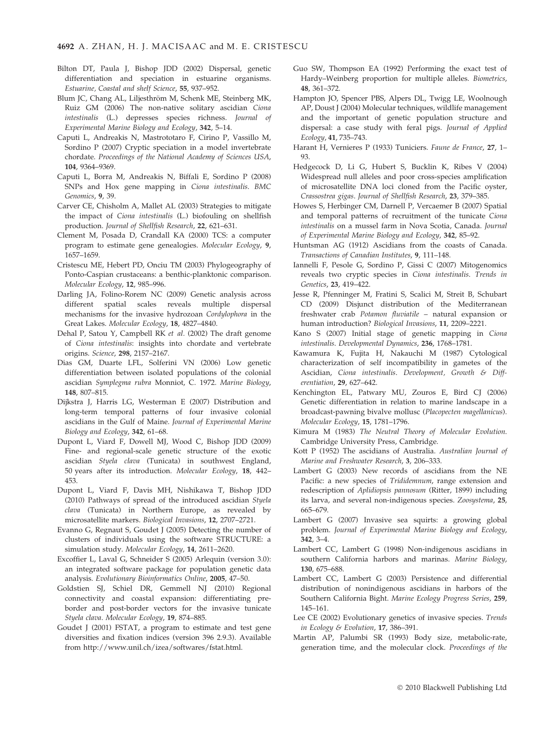Bilton DT, Paula J, Bishop JDD (2002) Dispersal, genetic differentiation and speciation in estuarine organisms. *Estuarine, Coastal and shelf Science*, **55**, 937–952.

Blum JC, Chang AL, Liljesthröm M, Schenk ME, Steinberg MK, Ruiz GM (2006) The non-native solitary ascidian *Ciona intestinalis* (L.) depresses species richness. *Journal of Experimental Marine Biology and Ecology*, **342**, 5–14.

Caputi L, Andreakis N, Mastrototaro F, Cirino P, Vassillo M, Sordino P (2007) Cryptic speciation in a model invertebrate chordate. *Proceedings of the National Academy of Sciences USA*, **104**, 9364–9369.

Caputi L, Borra M, Andreakis N, Biffali E, Sordino P (2008) SNPs and Hox gene mapping in *Ciona intestinalis*. *BMC Genomics*, **9**, 39.

Carver CE, Chisholm A, Mallet AL (2003) Strategies to mitigate the impact of *Ciona intestinalis* (L.) biofouling on shellfish production. *Journal of Shellfish Research*, **22**, 621–631.

Clement M, Posada D, Crandall KA (2000) TCS: a computer program to estimate gene genealogies. *Molecular Ecology*, **9**, 1657–1659.

Cristescu ME, Hebert PD, Onciu TM (2003) Phylogeography of Ponto-Caspian crustaceans: a benthic-planktonic comparison. *Molecular Ecology*, **12**, 985–996.

Darling JA, Folino-Rorem NC (2009) Genetic analysis across different spatial scales reveals multiple dispersal mechanisms for the invasive hydrozoan *Cordylophora* in the Great Lakes. *Molecular Ecology*, **18**, 4827–4840.

Dehal P, Satou Y, Campbell RK *et al.* (2002) The draft genome of *Ciona intestinalis*: insights into chordate and vertebrate origins. *Science*, **298**, 2157–2167.

Dias GM, Duarte LFL, Solferini VN (2006) Low genetic differentiation between isolated populations of the colonial ascidian *Symplegma rubra* Monniot, C. 1972. *Marine Biology*, **148**, 807–815.

Dijkstra J, Harris LG, Westerman E (2007) Distribution and long-term temporal patterns of four invasive colonial ascidians in the Gulf of Maine. *Journal of Experimental Marine Biology and Ecology*, **342**, 61–68.

Dupont L, Viard F, Dowell MJ, Wood C, Bishop JDD (2009) Fine- and regional-scale genetic structure of the exotic ascidian *Styela clava* (Tunicata) in southwest England, 50 years after its introduction. *Molecular Ecology*, **18**, 442–453.

Dupont L, Viard F, Davis MH, Nishikawa T, Bishop JDD (2010) Pathways of spread of the introduced ascidian *Styela clava* (Tunicata) in Northern Europe, as revealed by microsatellite markers. *Biological Invasions*, **12**, 2707–2721.

Evanno G, Regnaut S, Goudet J (2005) Detecting the number of clusters of individuals using the software STRUCTURE: a simulation study. *Molecular Ecology*, **14**, 2611–2620.

Excoffier L, Laval G, Schneider S (2005) Arlequin (version 3.0): an integrated software package for population genetic data analysis. *Evolutionary Bioinformatics Online*, **2005**, 47–50.

Goldstien SJ, Schiel DR, Gemmell NJ (2010) Regional connectivity and coastal expansion: differentiating pre-border and post-border vectors for the invasive tunicate *Styela clava*. *Molecular Ecology*, **19**, 874–885.

Goudet J (2001) FSTAT, a program to estimate and test gene diversities and fixation indices (version 396 2.9.3). Available from http://www.unil.ch/izea/softwares/fstat.html.

Guo SW, Thompson EA (1992) Performing the exact test of Hardy–Weinberg proportion for multiple alleles. *Biometrics*, **48**, 361–372.

Hampton JO, Spencer PBS, Alpers DL, Twigg LE, Woolnough AP, Doust J (2004) Molecular techniques, wildlife management and the important of genetic population structure and dispersal: a case study with feral pigs. *Journal of Applied Ecology*, **41**, 735–743.

Harant H, Vernieres P (1933) Tuniciers. *Faune de France*, **27**, 1–93.

Hedgecock D, Li G, Hubert S, Bucklin K, Ribes V (2004) Widespread null alleles and poor cross-species amplification of microsatellite DNA loci cloned from the Pacific oyster, *Crassostrea gigas*. *Journal of Shellfish Research*, **23**, 379–385.

Howes S, Herbinger CM, Darnell P, Vercaemer B (2007) Spatial and temporal patterns of recruitment of the tunicate *Ciona intestinalis* on a mussel farm in Nova Scotia, Canada. *Journal of Experimental Marine Biology and Ecology*, **342**, 85–92.

Huntsman AG (1912) Ascidians from the coasts of Canada. *Transactions of Canadian Institutes*, **9**, 111–148.

Iannelli F, Pesole G, Sordino P, Gissi C (2007) Mitogenomics reveals two cryptic species in *Ciona intestinalis*. *Trends in Genetics*, **23**, 419–422.

Jesse R, Pfenninger M, Fratini S, Scalici M, Streit B, Schubart CD (2009) Disjunct distribution of the Mediterranean freshwater crab *Potamon fluviatile* – natural expansion or human introduction? *Biological Invasions*, **11**, 2209–2221.

Kano S (2007) Initial stage of genetic mapping in *Ciona intestinalis*. *Developmental Dynamics*, **236**, 1768–1781.

Kawamura K, Fujita H, Nakauchi M (1987) Cytological characterization of self incompatibility in gametes of the Ascidian, *Ciona intestinalis*. *Development, Growth & Differentiation*, **29**, 627–642.

Kenchington EL, Patwary MU, Zouros E, Bird CJ (2006) Genetic differentiation in relation to marine landscape in a broadcast-pawning bivalve mollusc (*Placopecten magellanicus*). *Molecular Ecology*, **15**, 1781–1796.

Kimura M (1983) *The Neutral Theory of Molecular Evolution.* Cambridge University Press, Cambridge.

Kott P (1952) The ascidians of Australia. *Australian Journal of Marine and Freshwater Research*, **3**, 206–333.

Lambert G (2003) New records of ascidians from the NE Pacific: a new species of *Trididemnum*, range extension and redescription of *Aplidiopsis pannosum* (Ritter, 1899) including its larva, and several non-indigenous species. *Zoosystema*, **25**, 665–679.

Lambert G (2007) Invasive sea squirts: a growing global problem. *Journal of Experimental Marine Biology and Ecology*, **342**, 3–4.

Lambert CC, Lambert G (1998) Non-indigenous ascidians in southern California harbors and marinas. *Marine Biology*, **130**, 675–688.

Lambert CC, Lambert G (2003) Persistence and differential distribution of nonindigenous ascidians in harbors of the Southern California Bight. *Marine Ecology Progress Series*, **259**, 145–161.

Lee CE (2002) Evolutionary genetics of invasive species. *Trends in Ecology & Evolution*, **17**, 386–391.

Martin AP, Palumbi SR (1993) Body size, metabolic-rate, generation time, and the molecular clock. *Proceedings of the*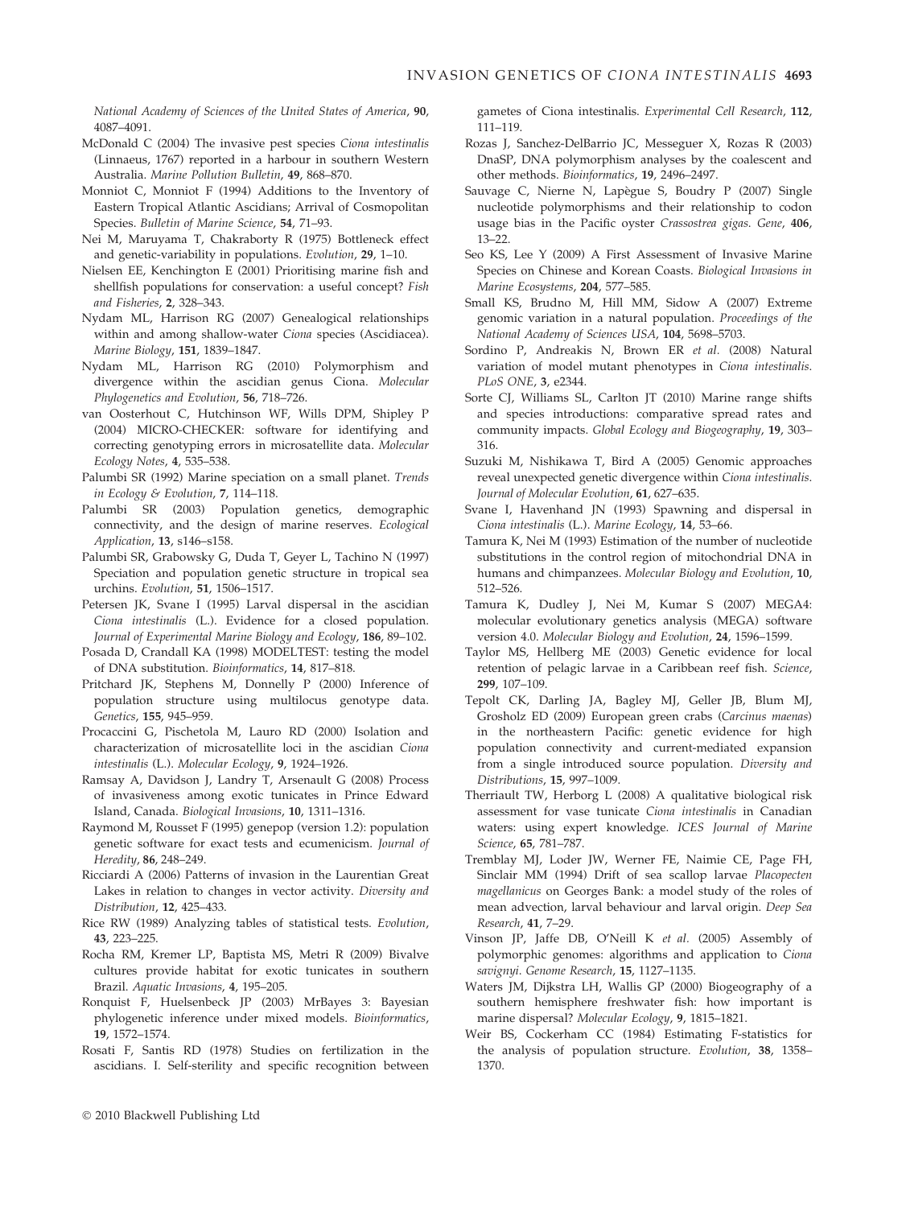National Academy of Sciences of the United States of America, **90**, 4087–4091.

McDonald C (2004) The invasive pest species *Ciona intestinalis* (Linnaeus, 1767) reported in a harbour in southern Western Australia. *Marine Pollution Bulletin*, **49**, 868–870.

Monniot C, Monniot F (1994) Additions to the Inventory of Eastern Tropical Atlantic Ascidians; Arrival of Cosmopolitan Species. *Bulletin of Marine Science*, **54**, 71–93.

Nei M, Maruyama T, Chakraborty R (1975) Bottleneck effect and genetic-variability in populations. *Evolution*, **29**, 1–10.

Nielsen EE, Kenchington E (2001) Prioritising marine fish and shellfish populations for conservation: a useful concept? *Fish and Fisheries*, **2**, 328–343.

Nydam ML, Harrison RG (2007) Genealogical relationships within and among shallow-water *Ciona* species (Ascidiacea). *Marine Biology*, **151**, 1839–1847.

Nydam ML, Harrison RG (2010) Polymorphism and divergence within the ascidian genus Ciona. *Molecular Phylogenetics and Evolution*, **56**, 718–726.

van Oosterhout C, Hutchinson WF, Wills DPM, Shipley P (2004) MICRO-CHECKER: software for identifying and correcting genotyping errors in microsatellite data. *Molecular Ecology Notes*, **4**, 535–538.

Palumbi SR (1992) Marine speciation on a small planet. *Trends in Ecology & Evolution*, **7**, 114–118.

Palumbi SR (2003) Population genetics, demographic connectivity, and the design of marine reserves. *Ecological Application*, **13**, s146–s158.

Palumbi SR, Grabowsky G, Duda T, Geyer L, Tachino N (1997) Speciation and population genetic structure in tropical sea urchins. *Evolution*, **51**, 1506–1517.

Petersen JK, Svane I (1995) Larval dispersal in the ascidian *Ciona intestinalis* (L.). Evidence for a closed population. *Journal of Experimental Marine Biology and Ecology*, **186**, 89–102.

Posada D, Crandall KA (1998) MODELTEST: testing the model of DNA substitution. *Bioinformatics*, **14**, 817–818.

Pritchard JK, Stephens M, Donnelly P (2000) Inference of population structure using multilocus genotype data. *Genetics*, **155**, 945–959.

Procaccini G, Pischetola M, Lauro RD (2000) Isolation and characterization of microsatellite loci in the ascidian *Ciona intestinalis* (L.). *Molecular Ecology*, **9**, 1924–1926.

Ramsay A, Davidson J, Landry T, Arsenault G (2008) Process of invasiveness among exotic tunicates in Prince Edward Island, Canada. *Biological Invasions*, **10**, 1311–1316.

Raymond M, Rousset F (1995) genepop (version 1.2): population genetic software for exact tests and ecumenicism. *Journal of Heredity*, **86**, 248–249.

Ricciardi A (2006) Patterns of invasion in the Laurentian Great Lakes in relation to changes in vector activity. *Diversity and Distribution*, **12**, 425–433.

Rice RW (1989) Analyzing tables of statistical tests. *Evolution*, **43**, 223–225.

Rocha RM, Kremer LP, Baptista MS, Metri R (2009) Bivalve cultures provide habitat for exotic tunicates in southern Brazil. *Aquatic Invasions*, **4**, 195–205.

Ronquist F, Huelsenbeck JP (2003) MrBayes 3: Bayesian phylogenetic inference under mixed models. *Bioinformatics*, **19**, 1572–1574.

Rosati F, Santis RD (1978) Studies on fertilization in the ascidians. I. Self-sterility and specific recognition between gametes of Ciona intestinalis. *Experimental Cell Research*, **112**, 111–119.

Rozas J, Sanchez-DelBarrio JC, Messeguer X, Rozas R (2003) DnaSP, DNA polymorphism analyses by the coalescent and other methods. *Bioinformatics*, **19**, 2496–2497.

Sauvage C, Nierne N, Lapègue S, Boudry P (2007) Single nucleotide polymorphisms and their relationship to codon usage bias in the Pacific oyster *Crassostrea gigas*. *Gene*, **406**, 13–22.

Seo KS, Lee Y (2009) A First Assessment of Invasive Marine Species on Chinese and Korean Coasts. *Biological Invasions in Marine Ecosystems*, **204**, 577–585.

Small KS, Brudno M, Hill MM, Sidow A (2007) Extreme genomic variation in a natural population. *Proceedings of the National Academy of Sciences USA*, **104**, 5698–5703.

Sordino P, Andreakis N, Brown ER *et al.* (2008) Natural variation of model mutant phenotypes in *Ciona intestinalis*. *PLoS ONE*, **3**, e2344.

Sorte CJ, Williams SL, Carlton JT (2010) Marine range shifts and species introductions: comparative spread rates and community impacts. *Global Ecology and Biogeography*, **19**, 303–316.

Suzuki M, Nishikawa T, Bird A (2005) Genomic approaches reveal unexpected genetic divergence within *Ciona intestinalis*. *Journal of Molecular Evolution*, **61**, 627–635.

Svane I, Havenhand JN (1993) Spawning and dispersal in *Ciona intestinalis* (L.). *Marine Ecology*, **14**, 53–66.

Tamura K, Nei M (1993) Estimation of the number of nucleotide substitutions in the control region of mitochondrial DNA in humans and chimpanzees. *Molecular Biology and Evolution*, **10**, 512–526.

Tamura K, Dudley J, Nei M, Kumar S (2007) MEGA4: molecular evolutionary genetics analysis (MEGA) software version 4.0. *Molecular Biology and Evolution*, **24**, 1596–1599.

Taylor MS, Hellberg ME (2003) Genetic evidence for local retention of pelagic larvae in a Caribbean reef fish. *Science*, **299**, 107–109.

Tepolt CK, Darling JA, Bagley MJ, Geller JB, Blum MJ, Grosholz ED (2009) European green crabs (*Carcinus maenas*) in the northeastern Pacific: genetic evidence for high population connectivity and current-mediated expansion from a single introduced source population. *Diversity and Distributions*, **15**, 997–1009.

Therriault TW, Herborg L (2008) A qualitative biological risk assessment for vase tunicate *Ciona intestinalis* in Canadian waters: using expert knowledge. *ICES Journal of Marine Science*, **65**, 781–787.

Tremblay MJ, Loder JW, Werner FE, Naimie CE, Page FH, Sinclair MM (1994) Drift of sea scallop larvae *Placopecten magellanicus* on Georges Bank: a model study of the roles of mean advection, larval behaviour and larval origin. *Deep Sea Research*, **41**, 7–29.

Vinson JP, Jaffe DB, O'Neill K *et al*. (2005) Assembly of polymorphic genomes: algorithms and application to *Ciona savignyi*. *Genome Research*, **15**, 1127–1135.

Waters JM, Dijkstra LH, Wallis GP (2000) Biogeography of a southern hemisphere freshwater fish: how important is marine dispersal? *Molecular Ecology*, **9**, 1815–1821.

Weir BS, Cockerham CC (1984) Estimating F-statistics for the analysis of population structure. *Evolution*, **38**, 1358–1370.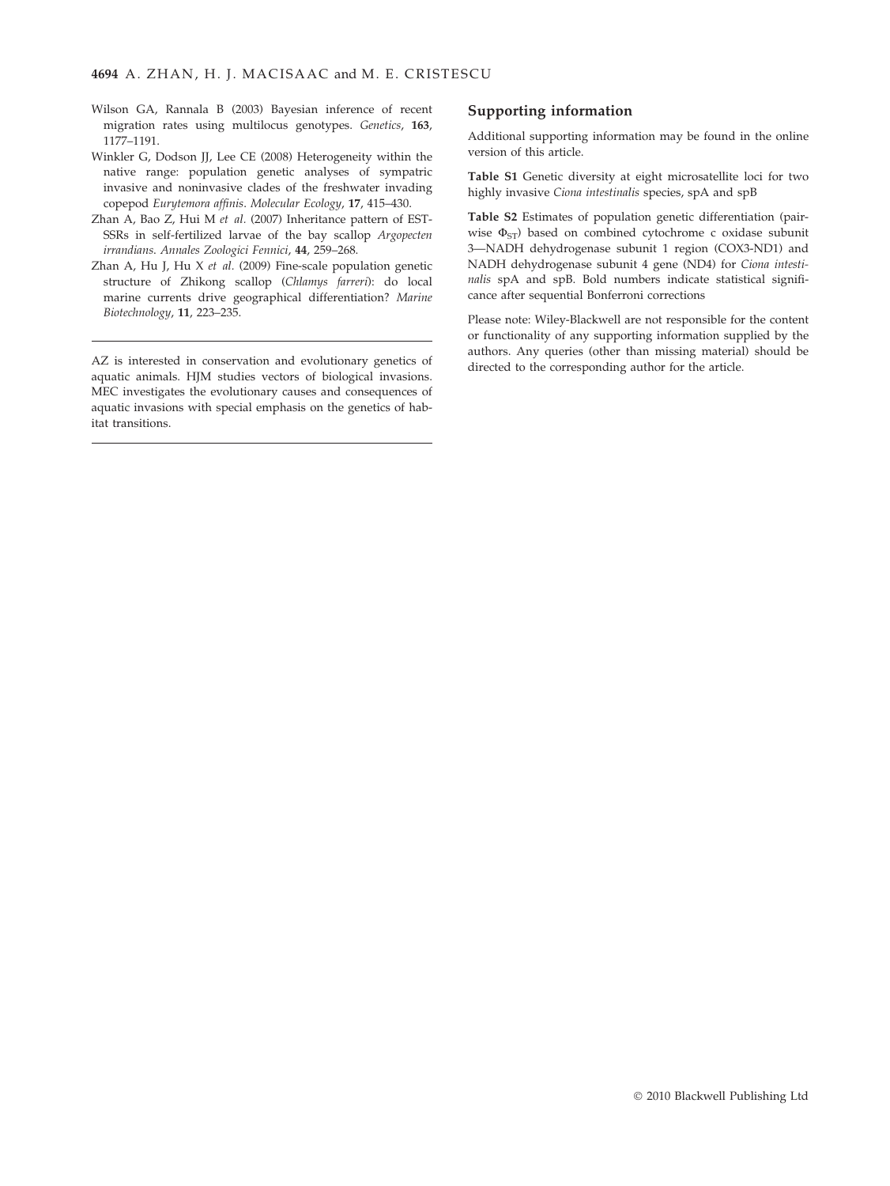Wilson GA, Rannala B (2003) Bayesian inference of recent migration rates using multilocus genotypes. *Genetics*, **163**, 1177–1191.

Winkler G, Dodson JJ, Lee CE (2008) Heterogeneity within the native range: population genetic analyses of sympatric invasive and noninvasive clades of the freshwater invading copepod *Eurytemora affinis*. *Molecular Ecology*, **17**, 415–430.

Zhan A, Bao Z, Hui M *et al*. (2007) Inheritance pattern of EST-SSRs in self-fertilized larvae of the bay scallop *Argopecten irrandians*. *Annales Zoologici Fennici*, **44**, 259–268.

Zhan A, Hu J, Hu X *et al*. (2009) Fine-scale population genetic structure of Zhikong scallop (*Chlamys farreri*): do local marine currents drive geographical differentiation? *Marine Biotechnology*, **11**, 223–235.

---

AZ is interested in conservation and evolutionary genetics of aquatic animals. HJM studies vectors of biological invasions. MEC investigates the evolutionary causes and consequences of aquatic invasions with special emphasis on the genetics of habitat transitions.

---

## Supporting information

Additional supporting information may be found in the online version of this article.

**Table S1** Genetic diversity at eight microsatellite loci for two highly invasive *Ciona intestinalis* species, spA and spB

**Table S2** Estimates of population genetic differentiation (pairwise $\Phi_{ST}$) based on combined cytochrome c oxidase subunit 3—NADH dehydrogenase subunit 1 region (COX3-ND1) and NADH dehydrogenase subunit 4 gene (ND4) for *Ciona intestinalis* spA and spB. Bold numbers indicate statistical significance after sequential Bonferroni corrections

Please note: Wiley-Blackwell are not responsible for the content or functionality of any supporting information supplied by the authors. Any queries (other than missing material) should be directed to the corresponding author for the article.